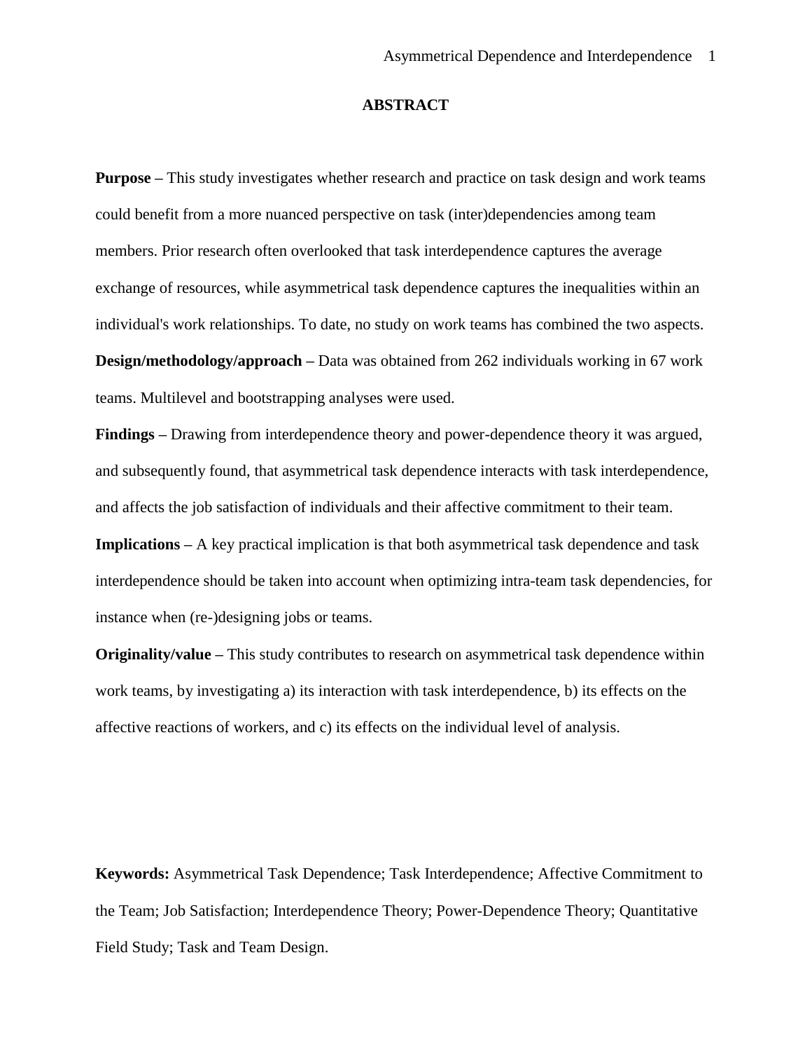## ABSTRACT

**Purpose –** This study investigates whether research and practice on task design and work teams could benefit from a more nuanced perspective on task (inter)dependencies among team members. Prior research often overlooked that task interdependence captures the average exchange of resources, while asymmetrical task dependence captures the inequalities within an individual's work relationships. To date, no study on work teams has combined the two aspects.

**Design/methodology/approach –** Data was obtained from 262 individuals working in 67 work teams. Multilevel and bootstrapping analyses were used.

**Findings –** Drawing from interdependence theory and power-dependence theory it was argued, and subsequently found, that asymmetrical task dependence interacts with task interdependence, and affects the job satisfaction of individuals and their affective commitment to their team.

**Implications –** A key practical implication is that both asymmetrical task dependence and task interdependence should be taken into account when optimizing intra-team task dependencies, for instance when (re-)designing jobs or teams.

**Originality/value –** This study contributes to research on asymmetrical task dependence within work teams, by investigating a) its interaction with task interdependence, b) its effects on the affective reactions of workers, and c) its effects on the individual level of analysis.

**Keywords:** Asymmetrical Task Dependence; Task Interdependence; Affective Commitment to the Team; Job Satisfaction; Interdependence Theory; Power-Dependence Theory; Quantitative Field Study; Task and Team Design.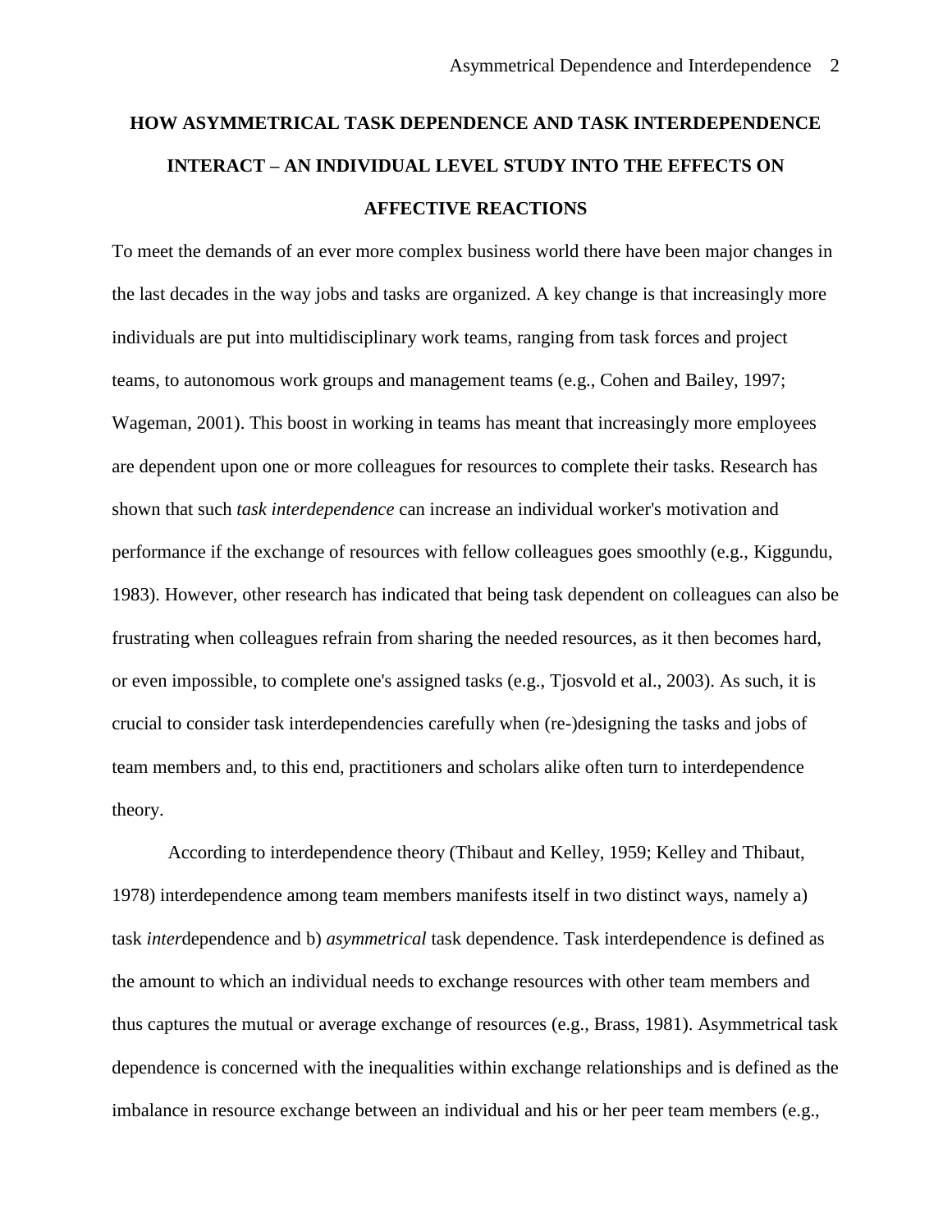# HOW ASYMMETRICAL TASK DEPENDENCE AND TASK INTERDEPENDENCE INTERACT – AN INDIVIDUAL LEVEL STUDY INTO THE EFFECTS ON AFFECTIVE REACTIONS

To meet the demands of an ever more complex business world there have been major changes in the last decades in the way jobs and tasks are organized. A key change is that increasingly more individuals are put into multidisciplinary work teams, ranging from task forces and project teams, to autonomous work groups and management teams (e.g., Cohen and Bailey, 1997; Wageman, 2001). This boost in working in teams has meant that increasingly more employees are dependent upon one or more colleagues for resources to complete their tasks. Research has shown that such *task interdependence* can increase an individual worker's motivation and performance if the exchange of resources with fellow colleagues goes smoothly (e.g., Kiggundu, 1983). However, other research has indicated that being task dependent on colleagues can also be frustrating when colleagues refrain from sharing the needed resources, as it then becomes hard, or even impossible, to complete one's assigned tasks (e.g., Tjosvold et al., 2003). As such, it is crucial to consider task interdependencies carefully when (re-)designing the tasks and jobs of team members and, to this end, practitioners and scholars alike often turn to interdependence theory.

According to interdependence theory (Thibaut and Kelley, 1959; Kelley and Thibaut, 1978) interdependence among team members manifests itself in two distinct ways, namely a) task *inter*dependence and b) *asymmetrical* task dependence. Task interdependence is defined as the amount to which an individual needs to exchange resources with other team members and thus captures the mutual or average exchange of resources (e.g., Brass, 1981). Asymmetrical task dependence is concerned with the inequalities within exchange relationships and is defined as the imbalance in resource exchange between an individual and his or her peer team members (e.g.,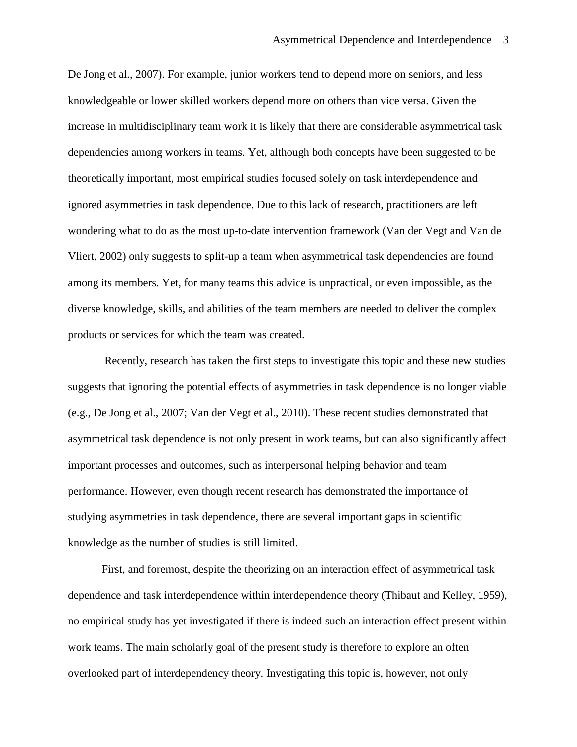De Jong et al., 2007). For example, junior workers tend to depend more on seniors, and less knowledgeable or lower skilled workers depend more on others than vice versa. Given the increase in multidisciplinary team work it is likely that there are considerable asymmetrical task dependencies among workers in teams. Yet, although both concepts have been suggested to be theoretically important, most empirical studies focused solely on task interdependence and ignored asymmetries in task dependence. Due to this lack of research, practitioners are left wondering what to do as the most up-to-date intervention framework (Van der Vegt and Van de Vliert, 2002) only suggests to split-up a team when asymmetrical task dependencies are found among its members. Yet, for many teams this advice is unpractical, or even impossible, as the diverse knowledge, skills, and abilities of the team members are needed to deliver the complex products or services for which the team was created.

Recently, research has taken the first steps to investigate this topic and these new studies suggests that ignoring the potential effects of asymmetries in task dependence is no longer viable (e.g., De Jong et al., 2007; Van der Vegt et al., 2010). These recent studies demonstrated that asymmetrical task dependence is not only present in work teams, but can also significantly affect important processes and outcomes, such as interpersonal helping behavior and team performance. However, even though recent research has demonstrated the importance of studying asymmetries in task dependence, there are several important gaps in scientific knowledge as the number of studies is still limited.

First, and foremost, despite the theorizing on an interaction effect of asymmetrical task dependence and task interdependence within interdependence theory (Thibaut and Kelley, 1959), no empirical study has yet investigated if there is indeed such an interaction effect present within work teams. The main scholarly goal of the present study is therefore to explore an often overlooked part of interdependency theory. Investigating this topic is, however, not only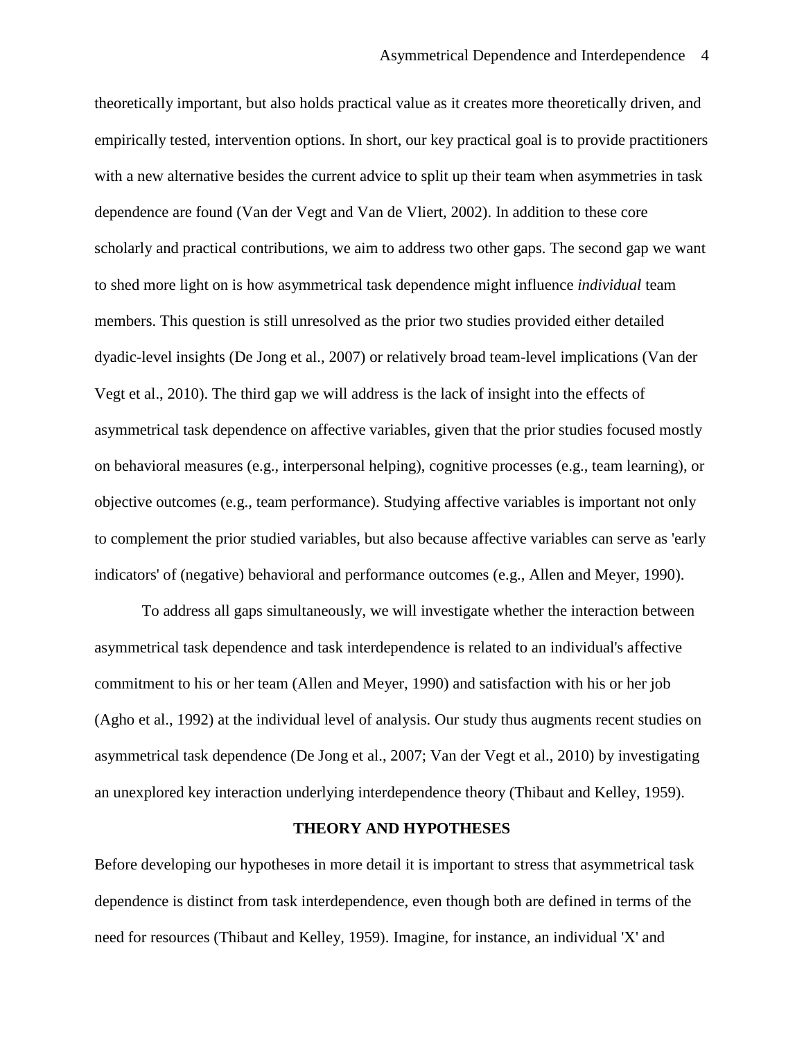theoretically important, but also holds practical value as it creates more theoretically driven, and empirically tested, intervention options. In short, our key practical goal is to provide practitioners with a new alternative besides the current advice to split up their team when asymmetries in task dependence are found (Van der Vegt and Van de Vliert, 2002). In addition to these core scholarly and practical contributions, we aim to address two other gaps. The second gap we want to shed more light on is how asymmetrical task dependence might influence *individual* team members. This question is still unresolved as the prior two studies provided either detailed dyadic-level insights (De Jong et al., 2007) or relatively broad team-level implications (Van der Vegt et al., 2010). The third gap we will address is the lack of insight into the effects of asymmetrical task dependence on affective variables, given that the prior studies focused mostly on behavioral measures (e.g., interpersonal helping), cognitive processes (e.g., team learning), or objective outcomes (e.g., team performance). Studying affective variables is important not only to complement the prior studied variables, but also because affective variables can serve as 'early indicators' of (negative) behavioral and performance outcomes (e.g., Allen and Meyer, 1990).

To address all gaps simultaneously, we will investigate whether the interaction between asymmetrical task dependence and task interdependence is related to an individual's affective commitment to his or her team (Allen and Meyer, 1990) and satisfaction with his or her job (Agho et al., 1992) at the individual level of analysis. Our study thus augments recent studies on asymmetrical task dependence (De Jong et al., 2007; Van der Vegt et al., 2010) by investigating an unexplored key interaction underlying interdependence theory (Thibaut and Kelley, 1959).

## THEORY AND HYPOTHESES

Before developing our hypotheses in more detail it is important to stress that asymmetrical task dependence is distinct from task interdependence, even though both are defined in terms of the need for resources (Thibaut and Kelley, 1959). Imagine, for instance, an individual 'X' and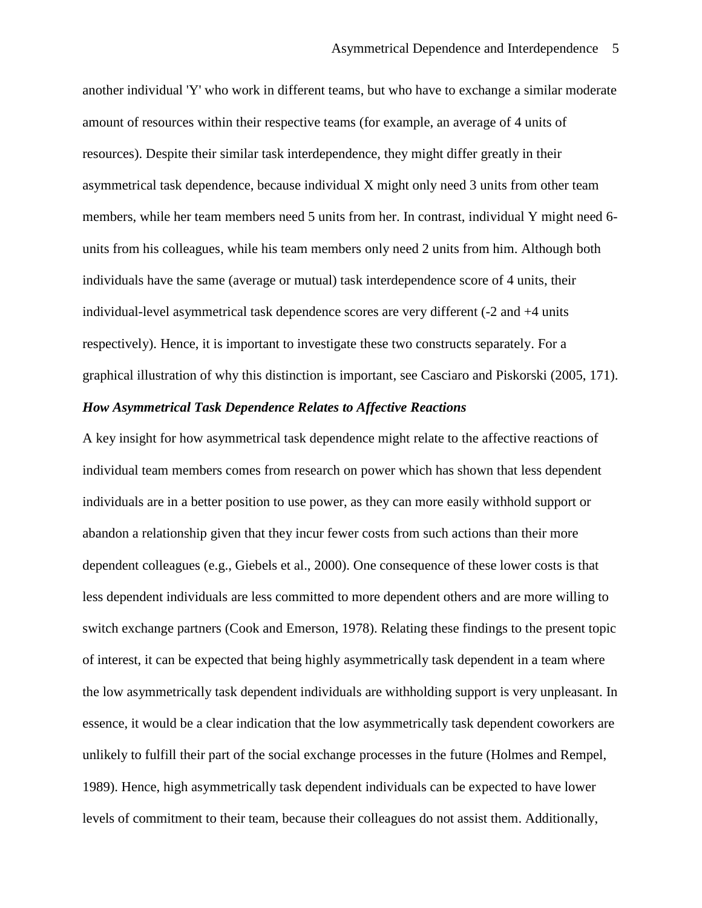another individual 'Y' who work in different teams, but who have to exchange a similar moderate amount of resources within their respective teams (for example, an average of 4 units of resources). Despite their similar task interdependence, they might differ greatly in their asymmetrical task dependence, because individual X might only need 3 units from other team members, while her team members need 5 units from her. In contrast, individual Y might need 6-units from his colleagues, while his team members only need 2 units from him. Although both individuals have the same (average or mutual) task interdependence score of 4 units, their individual-level asymmetrical task dependence scores are very different (-2 and +4 units respectively). Hence, it is important to investigate these two constructs separately. For a graphical illustration of why this distinction is important, see Casciaro and Piskorski (2005, 171).

***How Asymmetrical Task Dependence Relates to Affective Reactions***

A key insight for how asymmetrical task dependence might relate to the affective reactions of individual team members comes from research on power which has shown that less dependent individuals are in a better position to use power, as they can more easily withhold support or abandon a relationship given that they incur fewer costs from such actions than their more dependent colleagues (e.g., Giebels et al., 2000). One consequence of these lower costs is that less dependent individuals are less committed to more dependent others and are more willing to switch exchange partners (Cook and Emerson, 1978). Relating these findings to the present topic of interest, it can be expected that being highly asymmetrically task dependent in a team where the low asymmetrically task dependent individuals are withholding support is very unpleasant. In essence, it would be a clear indication that the low asymmetrically task dependent coworkers are unlikely to fulfill their part of the social exchange processes in the future (Holmes and Rempel, 1989). Hence, high asymmetrically task dependent individuals can be expected to have lower levels of commitment to their team, because their colleagues do not assist them. Additionally,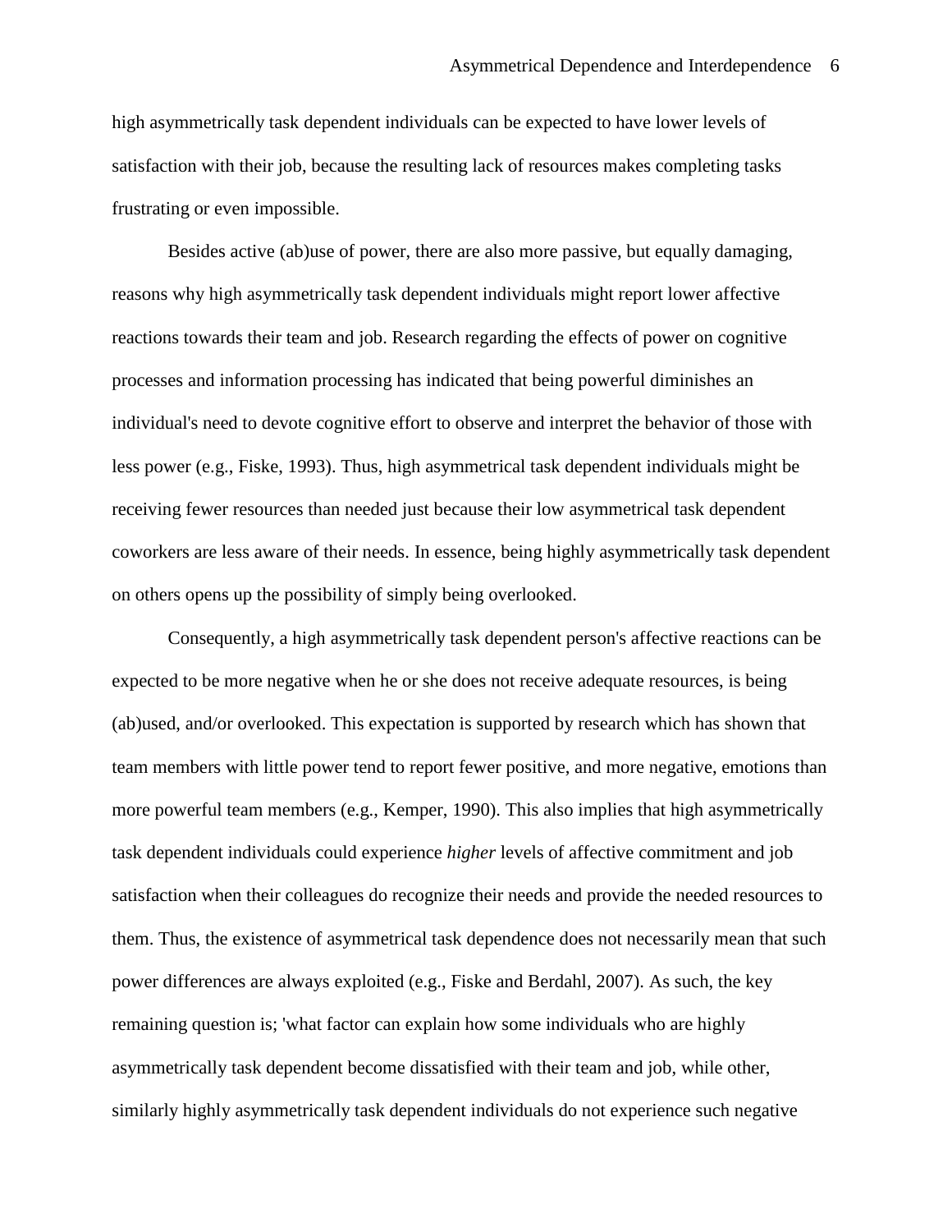high asymmetrically task dependent individuals can be expected to have lower levels of satisfaction with their job, because the resulting lack of resources makes completing tasks frustrating or even impossible.

Besides active (ab)use of power, there are also more passive, but equally damaging, reasons why high asymmetrically task dependent individuals might report lower affective reactions towards their team and job. Research regarding the effects of power on cognitive processes and information processing has indicated that being powerful diminishes an individual's need to devote cognitive effort to observe and interpret the behavior of those with less power (e.g., Fiske, 1993). Thus, high asymmetrical task dependent individuals might be receiving fewer resources than needed just because their low asymmetrical task dependent coworkers are less aware of their needs. In essence, being highly asymmetrically task dependent on others opens up the possibility of simply being overlooked.

Consequently, a high asymmetrically task dependent person's affective reactions can be expected to be more negative when he or she does not receive adequate resources, is being (ab)used, and/or overlooked. This expectation is supported by research which has shown that team members with little power tend to report fewer positive, and more negative, emotions than more powerful team members (e.g., Kemper, 1990). This also implies that high asymmetrically task dependent individuals could experience *higher* levels of affective commitment and job satisfaction when their colleagues do recognize their needs and provide the needed resources to them. Thus, the existence of asymmetrical task dependence does not necessarily mean that such power differences are always exploited (e.g., Fiske and Berdahl, 2007). As such, the key remaining question is; 'what factor can explain how some individuals who are highly asymmetrically task dependent become dissatisfied with their team and job, while other, similarly highly asymmetrically task dependent individuals do not experience such negative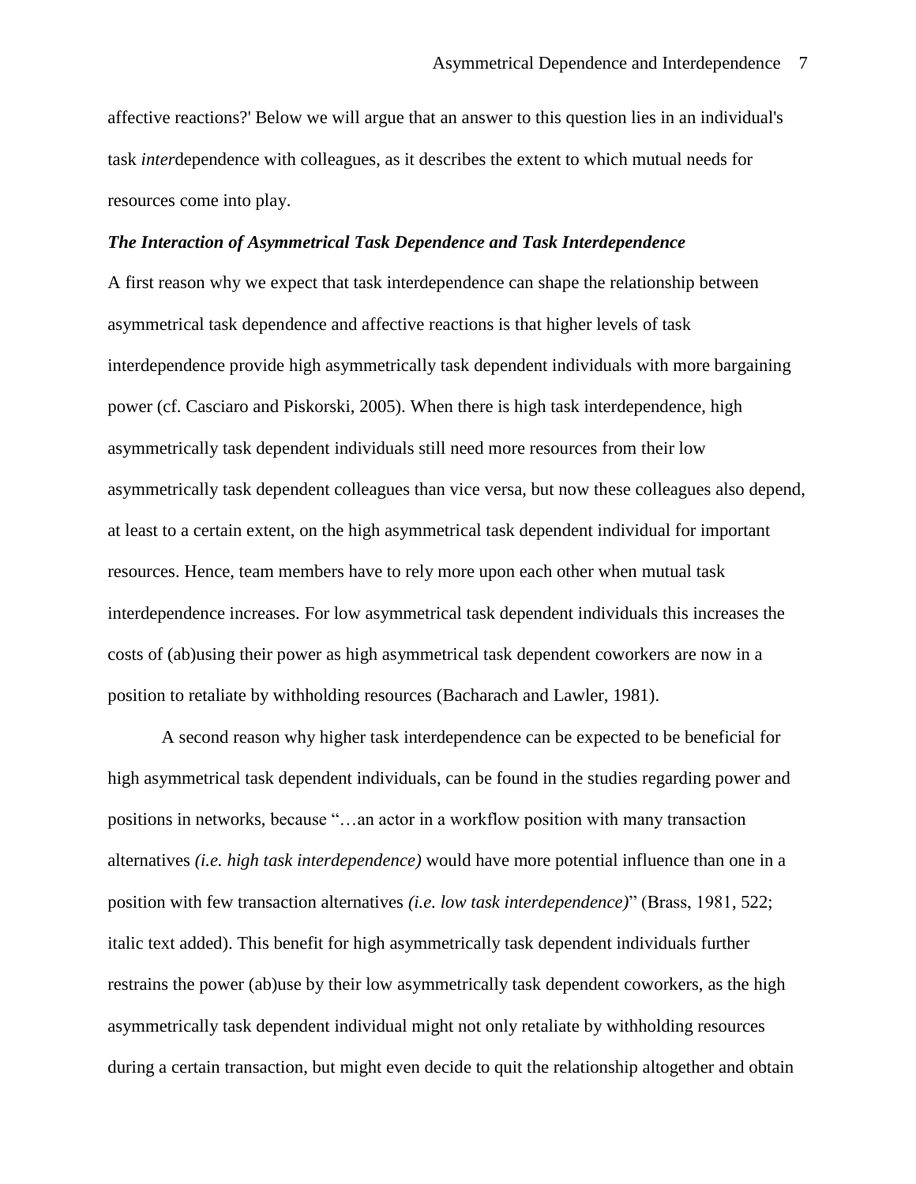affective reactions?' Below we will argue that an answer to this question lies in an individual's task *inter*dependence with colleagues, as it describes the extent to which mutual needs for resources come into play.

### ***The Interaction of Asymmetrical Task Dependence and Task Interdependence***

A first reason why we expect that task interdependence can shape the relationship between asymmetrical task dependence and affective reactions is that higher levels of task interdependence provide high asymmetrically task dependent individuals with more bargaining power (cf. Casciaro and Piskorski, 2005). When there is high task interdependence, high asymmetrically task dependent individuals still need more resources from their low asymmetrically task dependent colleagues than vice versa, but now these colleagues also depend, at least to a certain extent, on the high asymmetrical task dependent individual for important resources. Hence, team members have to rely more upon each other when mutual task interdependence increases. For low asymmetrical task dependent individuals this increases the costs of (ab)using their power as high asymmetrical task dependent coworkers are now in a position to retaliate by withholding resources (Bacharach and Lawler, 1981).

A second reason why higher task interdependence can be expected to be beneficial for high asymmetrical task dependent individuals, can be found in the studies regarding power and positions in networks, because "…an actor in a workflow position with many transaction alternatives *(i.e. high task interdependence)* would have more potential influence than one in a position with few transaction alternatives *(i.e. low task interdependence)*" (Brass, 1981, 522; italic text added). This benefit for high asymmetrically task dependent individuals further restrains the power (ab)use by their low asymmetrically task dependent coworkers, as the high asymmetrically task dependent individual might not only retaliate by withholding resources during a certain transaction, but might even decide to quit the relationship altogether and obtain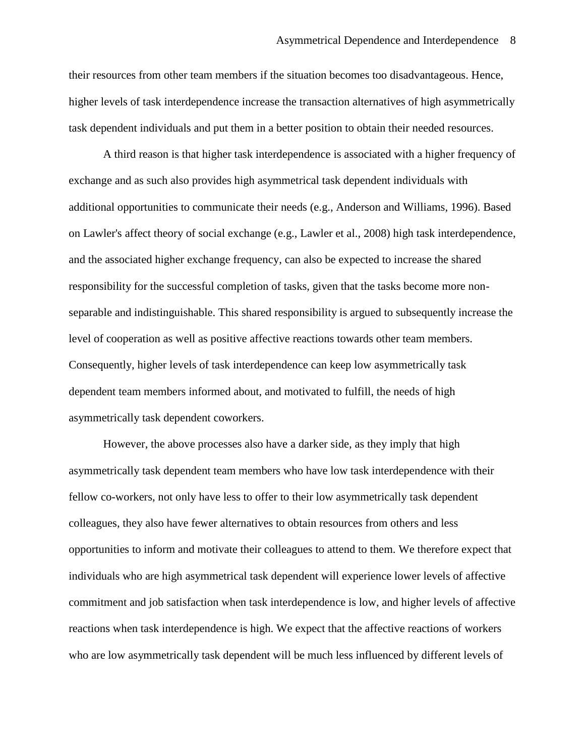their resources from other team members if the situation becomes too disadvantageous. Hence, higher levels of task interdependence increase the transaction alternatives of high asymmetrically task dependent individuals and put them in a better position to obtain their needed resources.

A third reason is that higher task interdependence is associated with a higher frequency of exchange and as such also provides high asymmetrical task dependent individuals with additional opportunities to communicate their needs (e.g., Anderson and Williams, 1996). Based on Lawler's affect theory of social exchange (e.g., Lawler et al., 2008) high task interdependence, and the associated higher exchange frequency, can also be expected to increase the shared responsibility for the successful completion of tasks, given that the tasks become more non-separable and indistinguishable. This shared responsibility is argued to subsequently increase the level of cooperation as well as positive affective reactions towards other team members. Consequently, higher levels of task interdependence can keep low asymmetrically task dependent team members informed about, and motivated to fulfill, the needs of high asymmetrically task dependent coworkers.

However, the above processes also have a darker side, as they imply that high asymmetrically task dependent team members who have low task interdependence with their fellow co-workers, not only have less to offer to their low asymmetrically task dependent colleagues, they also have fewer alternatives to obtain resources from others and less opportunities to inform and motivate their colleagues to attend to them. We therefore expect that individuals who are high asymmetrical task dependent will experience lower levels of affective commitment and job satisfaction when task interdependence is low, and higher levels of affective reactions when task interdependence is high. We expect that the affective reactions of workers who are low asymmetrically task dependent will be much less influenced by different levels of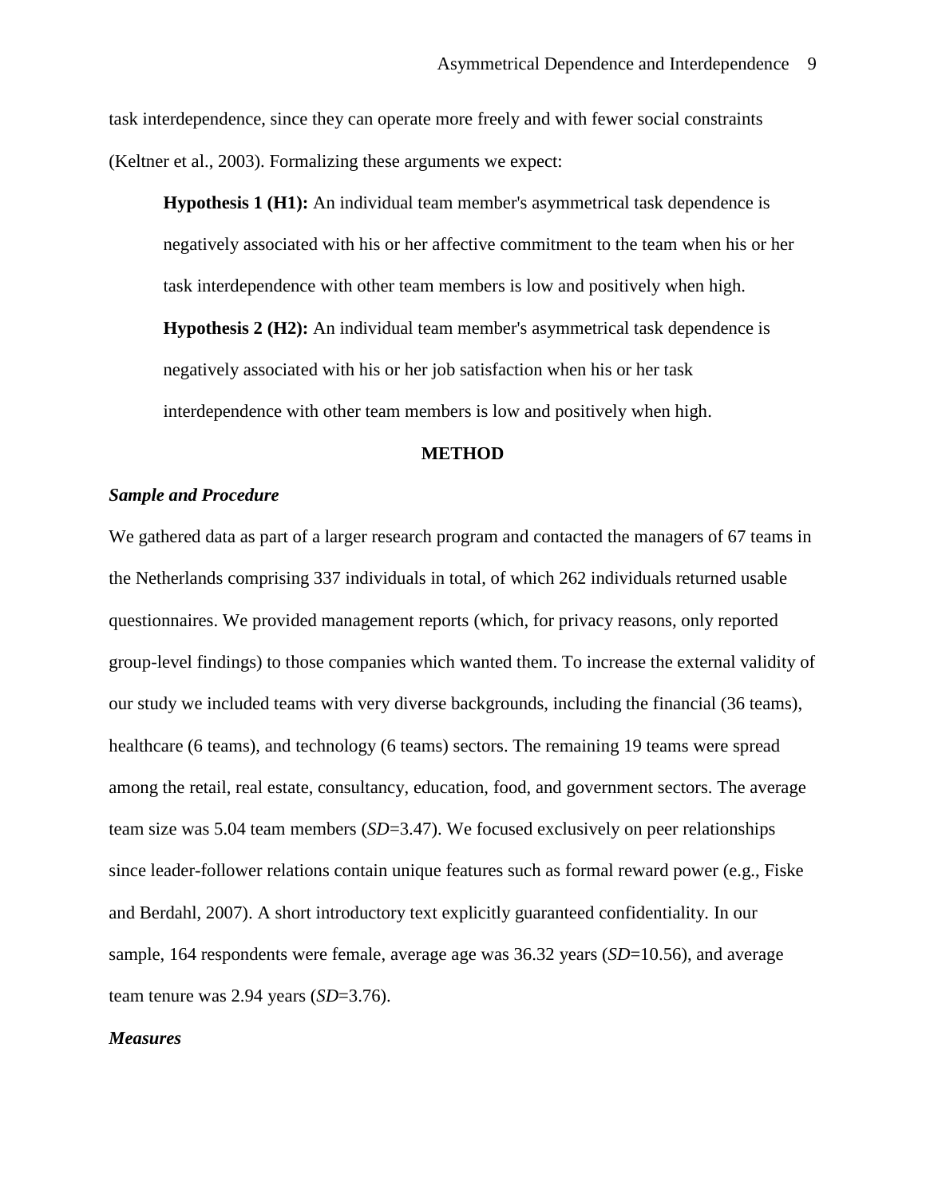task interdependence, since they can operate more freely and with fewer social constraints (Keltner et al., 2003). Formalizing these arguments we expect:

> **Hypothesis 1 (H1):** An individual team member's asymmetrical task dependence is negatively associated with his or her affective commitment to the team when his or her task interdependence with other team members is low and positively when high.
>
> **Hypothesis 2 (H2):** An individual team member's asymmetrical task dependence is negatively associated with his or her job satisfaction when his or her task interdependence with other team members is low and positively when high.

## METHOD

### *Sample and Procedure*

We gathered data as part of a larger research program and contacted the managers of 67 teams in the Netherlands comprising 337 individuals in total, of which 262 individuals returned usable questionnaires. We provided management reports (which, for privacy reasons, only reported group-level findings) to those companies which wanted them. To increase the external validity of our study we included teams with very diverse backgrounds, including the financial (36 teams), healthcare (6 teams), and technology (6 teams) sectors. The remaining 19 teams were spread among the retail, real estate, consultancy, education, food, and government sectors. The average team size was 5.04 team members (*SD*=3.47). We focused exclusively on peer relationships since leader-follower relations contain unique features such as formal reward power (e.g., Fiske and Berdahl, 2007). A short introductory text explicitly guaranteed confidentiality. In our sample, 164 respondents were female, average age was 36.32 years (*SD*=10.56), and average team tenure was 2.94 years (*SD*=3.76).

### *Measures*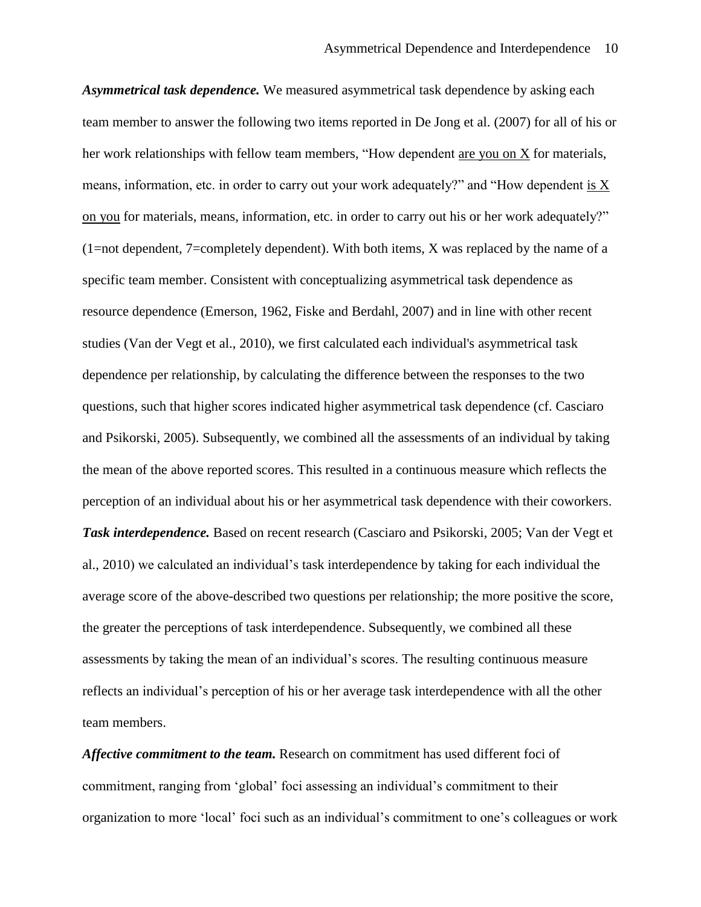***Asymmetrical task dependence.*** We measured asymmetrical task dependence by asking each team member to answer the following two items reported in De Jong et al. (2007) for all of his or her work relationships with fellow team members, "How dependent are you on X for materials, means, information, etc. in order to carry out your work adequately?" and "How dependent is X on you for materials, means, information, etc. in order to carry out his or her work adequately?" (1=not dependent, 7=completely dependent). With both items, X was replaced by the name of a specific team member. Consistent with conceptualizing asymmetrical task dependence as resource dependence (Emerson, 1962, Fiske and Berdahl, 2007) and in line with other recent studies (Van der Vegt et al., 2010), we first calculated each individual's asymmetrical task dependence per relationship, by calculating the difference between the responses to the two questions, such that higher scores indicated higher asymmetrical task dependence (cf. Casciaro and Psikorski, 2005). Subsequently, we combined all the assessments of an individual by taking the mean of the above reported scores. This resulted in a continuous measure which reflects the perception of an individual about his or her asymmetrical task dependence with their coworkers.

***Task interdependence.*** Based on recent research (Casciaro and Psikorski, 2005; Van der Vegt et al., 2010) we calculated an individual's task interdependence by taking for each individual the average score of the above-described two questions per relationship; the more positive the score, the greater the perceptions of task interdependence. Subsequently, we combined all these assessments by taking the mean of an individual's scores. The resulting continuous measure reflects an individual's perception of his or her average task interdependence with all the other team members.

***Affective commitment to the team.*** Research on commitment has used different foci of commitment, ranging from 'global' foci assessing an individual's commitment to their organization to more 'local' foci such as an individual's commitment to one's colleagues or work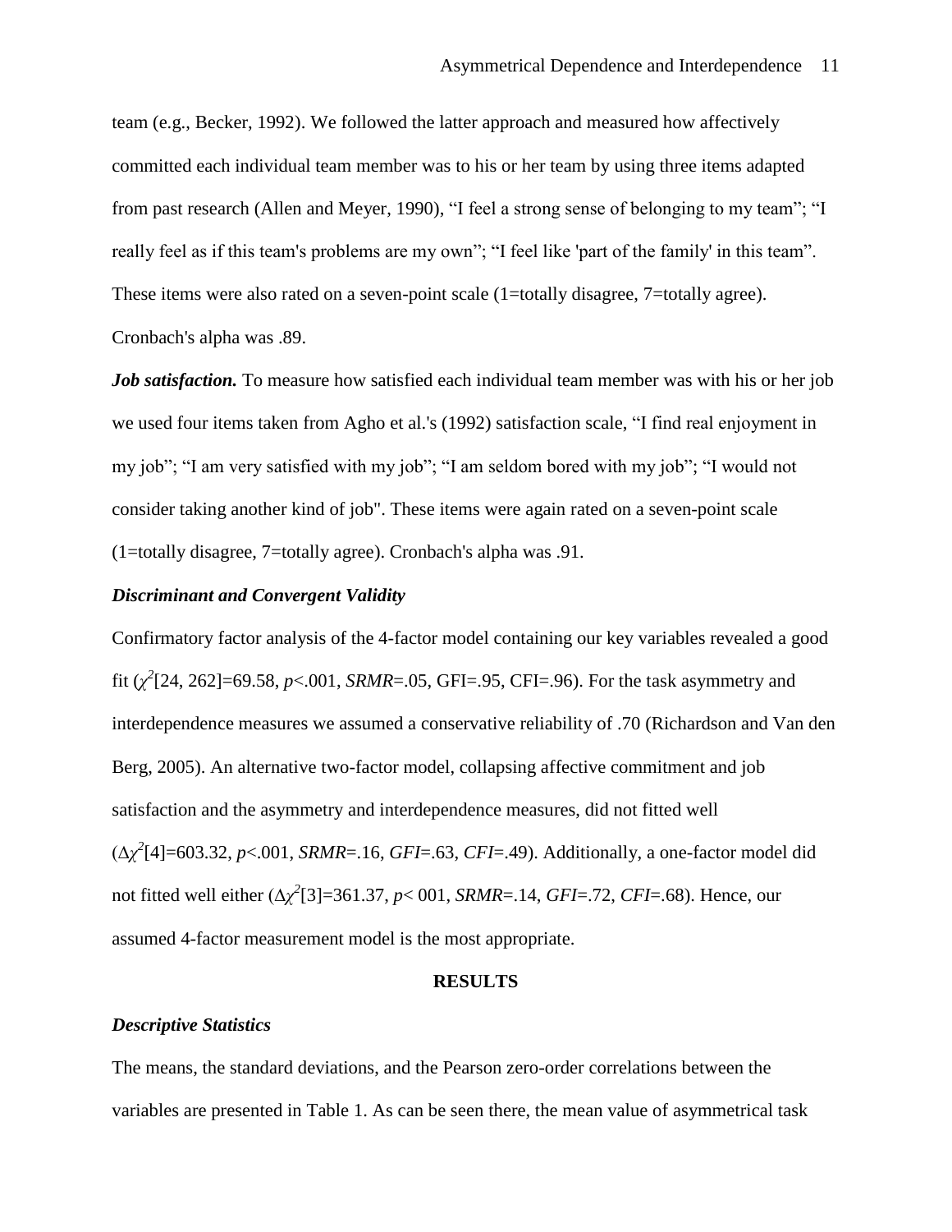team (e.g., Becker, 1992). We followed the latter approach and measured how affectively committed each individual team member was to his or her team by using three items adapted from past research (Allen and Meyer, 1990), "I feel a strong sense of belonging to my team"; "I really feel as if this team's problems are my own"; "I feel like 'part of the family' in this team". These items were also rated on a seven-point scale (1=totally disagree, 7=totally agree). Cronbach's alpha was .89.

***Job satisfaction.*** To measure how satisfied each individual team member was with his or her job we used four items taken from Agho et al.'s (1992) satisfaction scale, "I find real enjoyment in my job"; "I am very satisfied with my job"; "I am seldom bored with my job"; "I would not consider taking another kind of job". These items were again rated on a seven-point scale (1=totally disagree, 7=totally agree). Cronbach's alpha was .91.

### *Discriminant and Convergent Validity*

Confirmatory factor analysis of the 4-factor model containing our key variables revealed a good fit ($\chi^2$[24, 262]=69.58, $p$<.001, *SRMR*=.05, GFI=.95, CFI=.96). For the task asymmetry and interdependence measures we assumed a conservative reliability of .70 (Richardson and Van den Berg, 2005). An alternative two-factor model, collapsing affective commitment and job satisfaction and the asymmetry and interdependence measures, did not fitted well ($\Delta\chi^2$[4]=603.32, $p$<.001, *SRMR*=.16, *GFI*=.63, *CFI*=.49). Additionally, a one-factor model did not fitted well either ($\Delta\chi^2$[3]=361.37, $p$< 001, *SRMR*=.14, *GFI*=.72, *CFI*=.68). Hence, our assumed 4-factor measurement model is the most appropriate.

## RESULTS

### *Descriptive Statistics*

The means, the standard deviations, and the Pearson zero-order correlations between the variables are presented in Table 1. As can be seen there, the mean value of asymmetrical task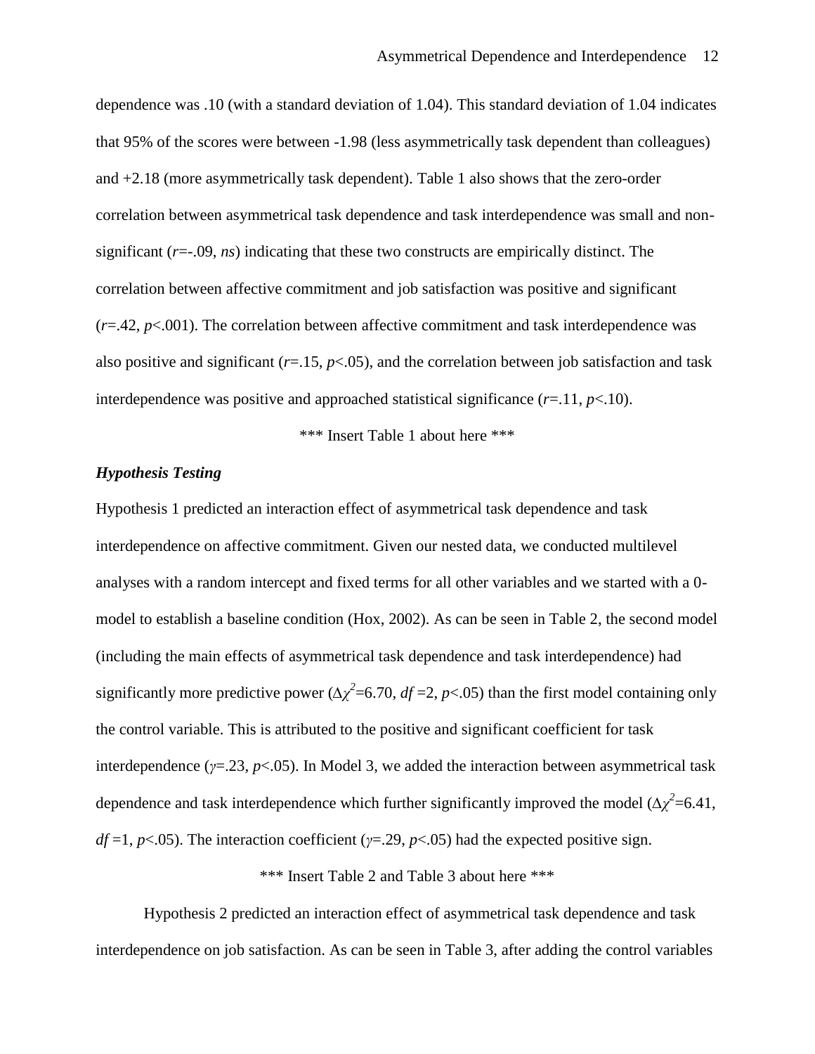dependence was .10 (with a standard deviation of 1.04). This standard deviation of 1.04 indicates that 95% of the scores were between -1.98 (less asymmetrically task dependent than colleagues) and +2.18 (more asymmetrically task dependent). Table 1 also shows that the zero-order correlation between asymmetrical task dependence and task interdependence was small and non-significant ($r$=-.09, *ns*) indicating that these two constructs are empirically distinct. The correlation between affective commitment and job satisfaction was positive and significant ($r$=.42, $p$<.001). The correlation between affective commitment and task interdependence was also positive and significant ($r$=.15, $p$<.05), and the correlation between job satisfaction and task interdependence was positive and approached statistical significance ($r$=.11, $p$<.10).

\*\*\* Insert Table 1 about here \*\*\*

### *Hypothesis Testing*

Hypothesis 1 predicted an interaction effect of asymmetrical task dependence and task interdependence on affective commitment. Given our nested data, we conducted multilevel analyses with a random intercept and fixed terms for all other variables and we started with a 0-model to establish a baseline condition (Hox, 2002). As can be seen in Table 2, the second model (including the main effects of asymmetrical task dependence and task interdependence) had significantly more predictive power ($\Delta\chi^2$=6.70, $df$ =2, $p$<.05) than the first model containing only the control variable. This is attributed to the positive and significant coefficient for task interdependence ($\gamma$=.23, $p$<.05). In Model 3, we added the interaction between asymmetrical task dependence and task interdependence which further significantly improved the model ($\Delta\chi^2$=6.41, $df$ =1, $p$<.05). The interaction coefficient ($\gamma$=.29, $p$<.05) had the expected positive sign.

\*\*\* Insert Table 2 and Table 3 about here \*\*\*

Hypothesis 2 predicted an interaction effect of asymmetrical task dependence and task interdependence on job satisfaction. As can be seen in Table 3, after adding the control variables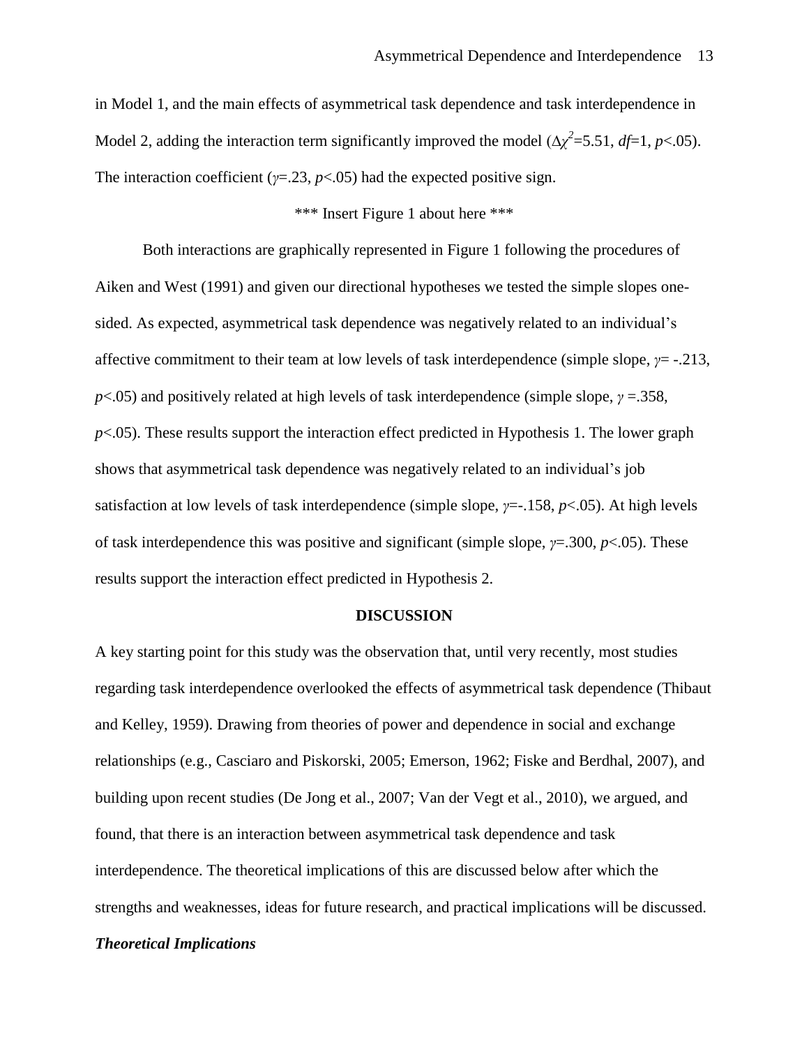in Model 1, and the main effects of asymmetrical task dependence and task interdependence in Model 2, adding the interaction term significantly improved the model ($\Delta\chi^2$=5.51, *df*=1, *p*<.05). The interaction coefficient ($\gamma$=.23, *p*<.05) had the expected positive sign.

\*\*\* Insert Figure 1 about here \*\*\*

Both interactions are graphically represented in Figure 1 following the procedures of Aiken and West (1991) and given our directional hypotheses we tested the simple slopes one-sided. As expected, asymmetrical task dependence was negatively related to an individual's affective commitment to their team at low levels of task interdependence (simple slope, $\gamma$= -.213, *p*<.05) and positively related at high levels of task interdependence (simple slope, $\gamma$ =.358, *p*<.05). These results support the interaction effect predicted in Hypothesis 1. The lower graph shows that asymmetrical task dependence was negatively related to an individual's job satisfaction at low levels of task interdependence (simple slope, $\gamma$=-.158, *p*<.05). At high levels of task interdependence this was positive and significant (simple slope, $\gamma$=.300, *p*<.05). These results support the interaction effect predicted in Hypothesis 2.

## DISCUSSION

A key starting point for this study was the observation that, until very recently, most studies regarding task interdependence overlooked the effects of asymmetrical task dependence (Thibaut and Kelley, 1959). Drawing from theories of power and dependence in social and exchange relationships (e.g., Casciaro and Piskorski, 2005; Emerson, 1962; Fiske and Berdhal, 2007), and building upon recent studies (De Jong et al., 2007; Van der Vegt et al., 2010), we argued, and found, that there is an interaction between asymmetrical task dependence and task interdependence. The theoretical implications of this are discussed below after which the strengths and weaknesses, ideas for future research, and practical implications will be discussed.

### *Theoretical Implications*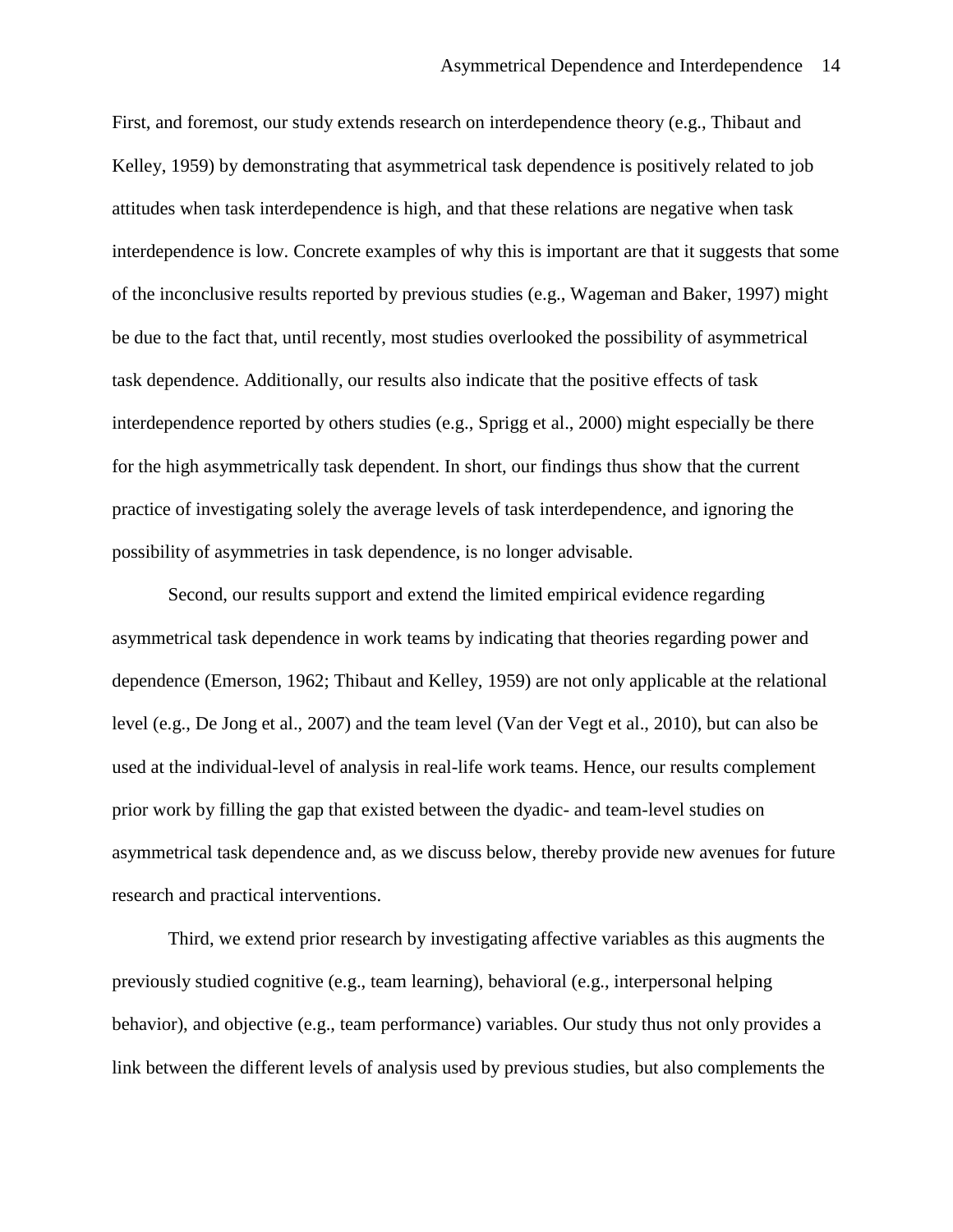First, and foremost, our study extends research on interdependence theory (e.g., Thibaut and Kelley, 1959) by demonstrating that asymmetrical task dependence is positively related to job attitudes when task interdependence is high, and that these relations are negative when task interdependence is low. Concrete examples of why this is important are that it suggests that some of the inconclusive results reported by previous studies (e.g., Wageman and Baker, 1997) might be due to the fact that, until recently, most studies overlooked the possibility of asymmetrical task dependence. Additionally, our results also indicate that the positive effects of task interdependence reported by others studies (e.g., Sprigg et al., 2000) might especially be there for the high asymmetrically task dependent. In short, our findings thus show that the current practice of investigating solely the average levels of task interdependence, and ignoring the possibility of asymmetries in task dependence, is no longer advisable.

Second, our results support and extend the limited empirical evidence regarding asymmetrical task dependence in work teams by indicating that theories regarding power and dependence (Emerson, 1962; Thibaut and Kelley, 1959) are not only applicable at the relational level (e.g., De Jong et al., 2007) and the team level (Van der Vegt et al., 2010), but can also be used at the individual-level of analysis in real-life work teams. Hence, our results complement prior work by filling the gap that existed between the dyadic- and team-level studies on asymmetrical task dependence and, as we discuss below, thereby provide new avenues for future research and practical interventions.

Third, we extend prior research by investigating affective variables as this augments the previously studied cognitive (e.g., team learning), behavioral (e.g., interpersonal helping behavior), and objective (e.g., team performance) variables. Our study thus not only provides a link between the different levels of analysis used by previous studies, but also complements the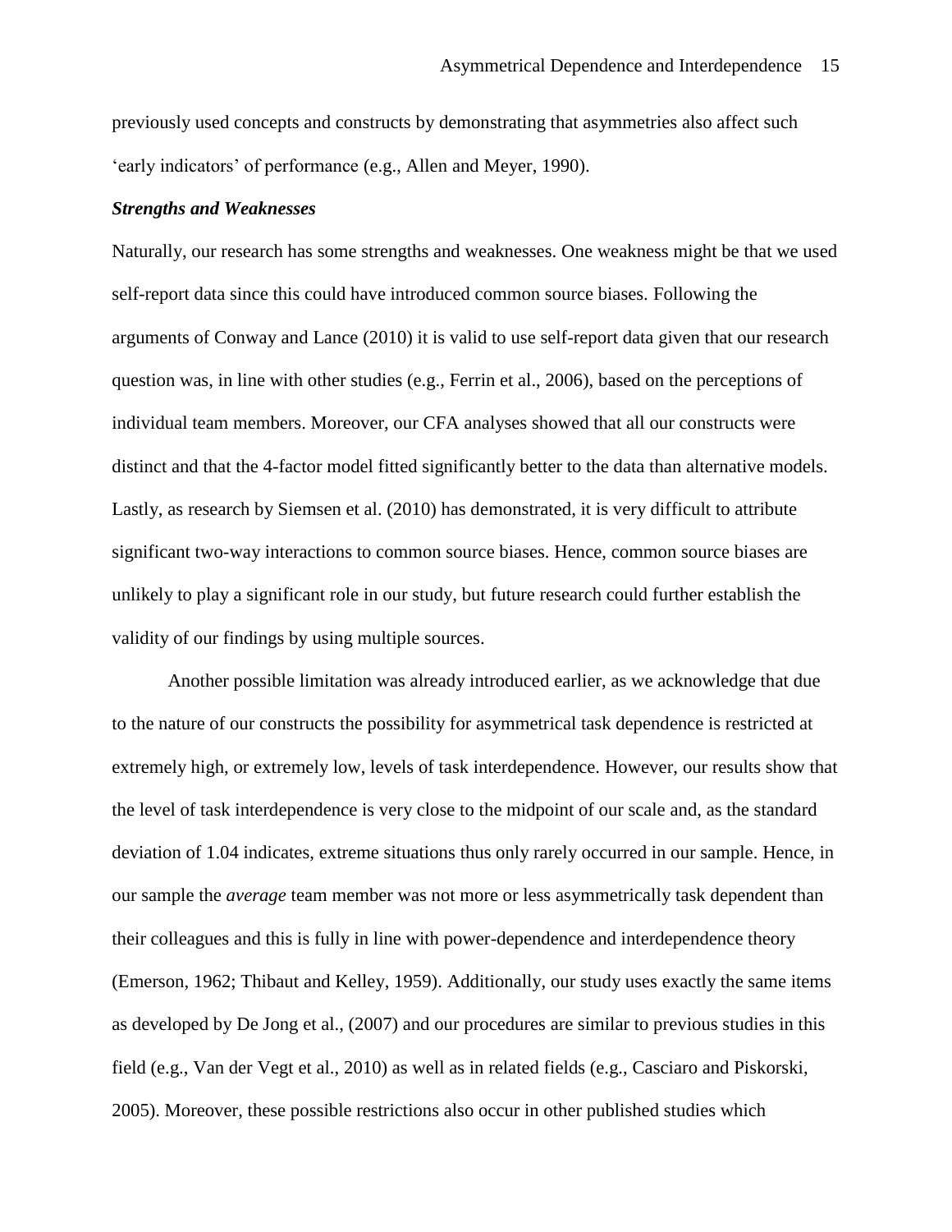previously used concepts and constructs by demonstrating that asymmetries also affect such 'early indicators' of performance (e.g., Allen and Meyer, 1990).

***Strengths and Weaknesses***

Naturally, our research has some strengths and weaknesses. One weakness might be that we used self-report data since this could have introduced common source biases. Following the arguments of Conway and Lance (2010) it is valid to use self-report data given that our research question was, in line with other studies (e.g., Ferrin et al., 2006), based on the perceptions of individual team members. Moreover, our CFA analyses showed that all our constructs were distinct and that the 4-factor model fitted significantly better to the data than alternative models. Lastly, as research by Siemsen et al. (2010) has demonstrated, it is very difficult to attribute significant two-way interactions to common source biases. Hence, common source biases are unlikely to play a significant role in our study, but future research could further establish the validity of our findings by using multiple sources.

Another possible limitation was already introduced earlier, as we acknowledge that due to the nature of our constructs the possibility for asymmetrical task dependence is restricted at extremely high, or extremely low, levels of task interdependence. However, our results show that the level of task interdependence is very close to the midpoint of our scale and, as the standard deviation of 1.04 indicates, extreme situations thus only rarely occurred in our sample. Hence, in our sample the *average* team member was not more or less asymmetrically task dependent than their colleagues and this is fully in line with power-dependence and interdependence theory (Emerson, 1962; Thibaut and Kelley, 1959). Additionally, our study uses exactly the same items as developed by De Jong et al., (2007) and our procedures are similar to previous studies in this field (e.g., Van der Vegt et al., 2010) as well as in related fields (e.g., Casciaro and Piskorski, 2005). Moreover, these possible restrictions also occur in other published studies which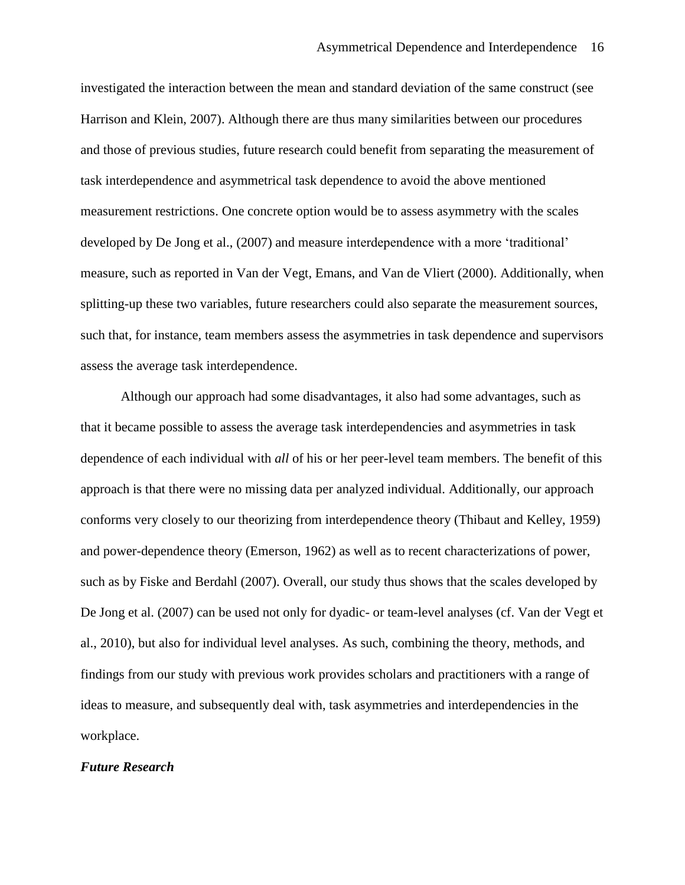investigated the interaction between the mean and standard deviation of the same construct (see Harrison and Klein, 2007). Although there are thus many similarities between our procedures and those of previous studies, future research could benefit from separating the measurement of task interdependence and asymmetrical task dependence to avoid the above mentioned measurement restrictions. One concrete option would be to assess asymmetry with the scales developed by De Jong et al., (2007) and measure interdependence with a more 'traditional' measure, such as reported in Van der Vegt, Emans, and Van de Vliert (2000). Additionally, when splitting-up these two variables, future researchers could also separate the measurement sources, such that, for instance, team members assess the asymmetries in task dependence and supervisors assess the average task interdependence.

Although our approach had some disadvantages, it also had some advantages, such as that it became possible to assess the average task interdependencies and asymmetries in task dependence of each individual with *all* of his or her peer-level team members. The benefit of this approach is that there were no missing data per analyzed individual. Additionally, our approach conforms very closely to our theorizing from interdependence theory (Thibaut and Kelley, 1959) and power-dependence theory (Emerson, 1962) as well as to recent characterizations of power, such as by Fiske and Berdahl (2007). Overall, our study thus shows that the scales developed by De Jong et al. (2007) can be used not only for dyadic- or team-level analyses (cf. Van der Vegt et al., 2010), but also for individual level analyses. As such, combining the theory, methods, and findings from our study with previous work provides scholars and practitioners with a range of ideas to measure, and subsequently deal with, task asymmetries and interdependencies in the workplace.

### ***Future Research***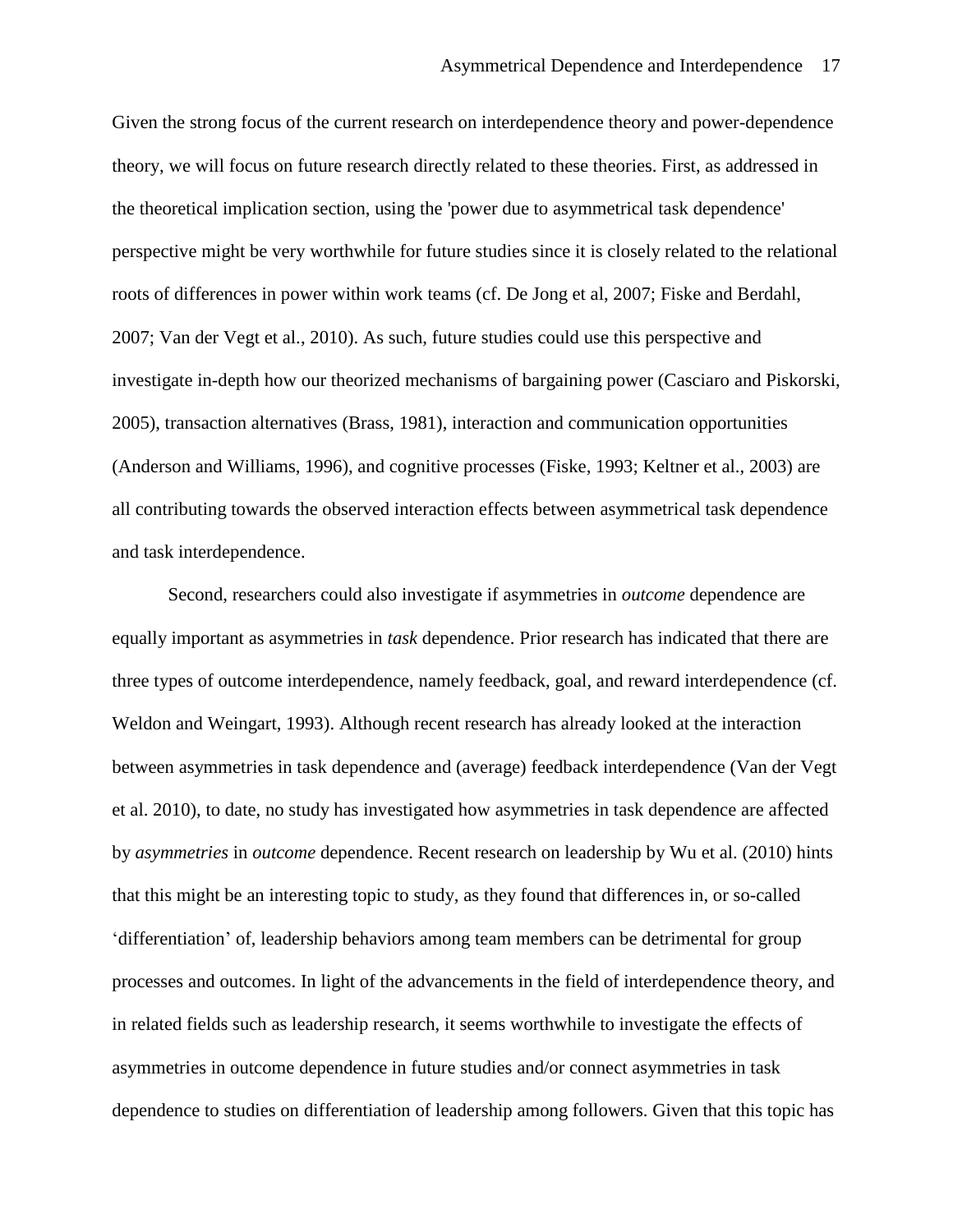Given the strong focus of the current research on interdependence theory and power-dependence theory, we will focus on future research directly related to these theories. First, as addressed in the theoretical implication section, using the 'power due to asymmetrical task dependence' perspective might be very worthwhile for future studies since it is closely related to the relational roots of differences in power within work teams (cf. De Jong et al, 2007; Fiske and Berdahl, 2007; Van der Vegt et al., 2010). As such, future studies could use this perspective and investigate in-depth how our theorized mechanisms of bargaining power (Casciaro and Piskorski, 2005), transaction alternatives (Brass, 1981), interaction and communication opportunities (Anderson and Williams, 1996), and cognitive processes (Fiske, 1993; Keltner et al., 2003) are all contributing towards the observed interaction effects between asymmetrical task dependence and task interdependence.

Second, researchers could also investigate if asymmetries in *outcome* dependence are equally important as asymmetries in *task* dependence. Prior research has indicated that there are three types of outcome interdependence, namely feedback, goal, and reward interdependence (cf. Weldon and Weingart, 1993). Although recent research has already looked at the interaction between asymmetries in task dependence and (average) feedback interdependence (Van der Vegt et al. 2010), to date, no study has investigated how asymmetries in task dependence are affected by *asymmetries* in *outcome* dependence. Recent research on leadership by Wu et al. (2010) hints that this might be an interesting topic to study, as they found that differences in, or so-called 'differentiation' of, leadership behaviors among team members can be detrimental for group processes and outcomes. In light of the advancements in the field of interdependence theory, and in related fields such as leadership research, it seems worthwhile to investigate the effects of asymmetries in outcome dependence in future studies and/or connect asymmetries in task dependence to studies on differentiation of leadership among followers. Given that this topic has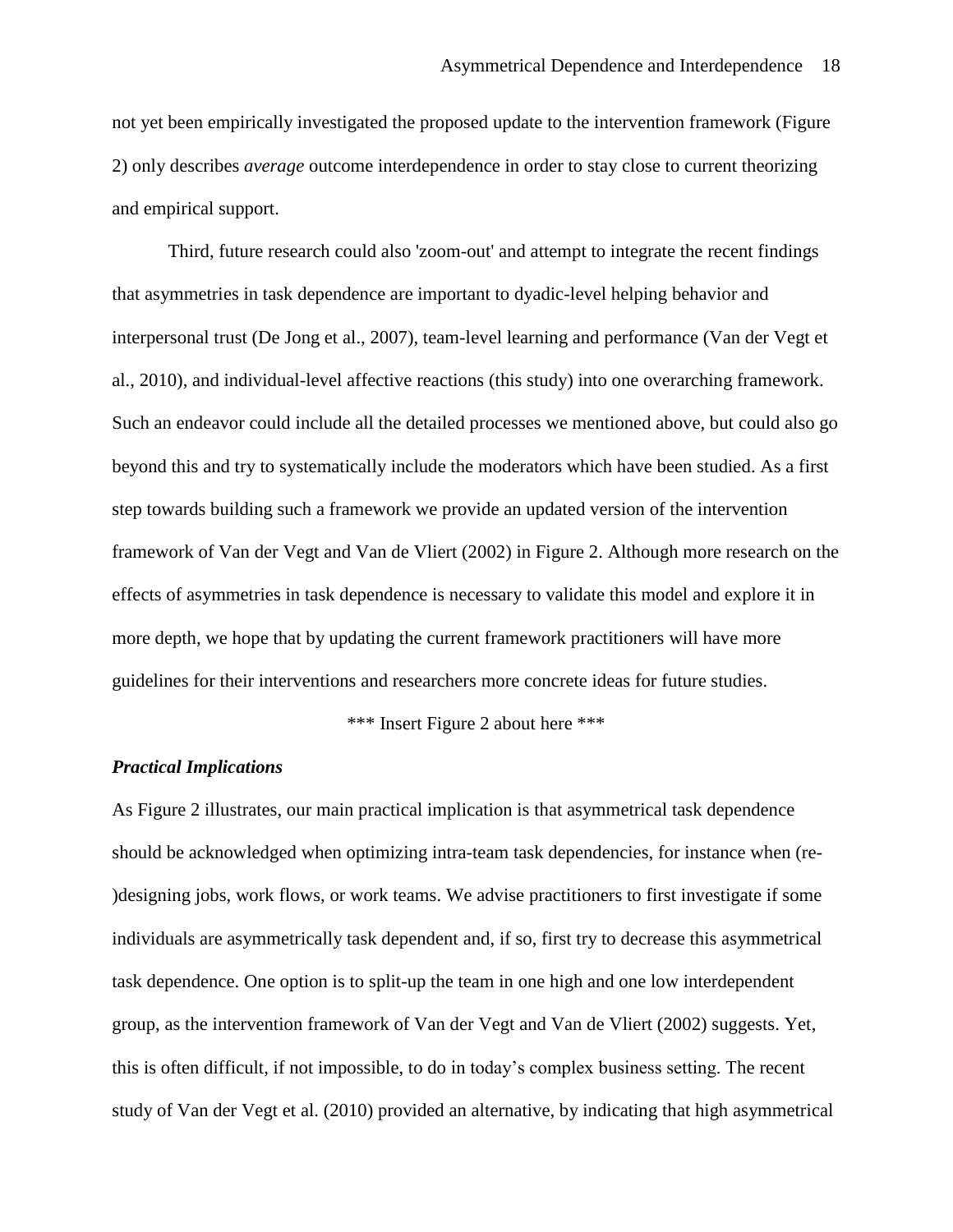not yet been empirically investigated the proposed update to the intervention framework (Figure 2) only describes *average* outcome interdependence in order to stay close to current theorizing and empirical support.

Third, future research could also 'zoom-out' and attempt to integrate the recent findings that asymmetries in task dependence are important to dyadic-level helping behavior and interpersonal trust (De Jong et al., 2007), team-level learning and performance (Van der Vegt et al., 2010), and individual-level affective reactions (this study) into one overarching framework. Such an endeavor could include all the detailed processes we mentioned above, but could also go beyond this and try to systematically include the moderators which have been studied. As a first step towards building such a framework we provide an updated version of the intervention framework of Van der Vegt and Van de Vliert (2002) in Figure 2. Although more research on the effects of asymmetries in task dependence is necessary to validate this model and explore it in more depth, we hope that by updating the current framework practitioners will have more guidelines for their interventions and researchers more concrete ideas for future studies.

*** Insert Figure 2 about here ***

### *Practical Implications*

As Figure 2 illustrates, our main practical implication is that asymmetrical task dependence should be acknowledged when optimizing intra-team task dependencies, for instance when (re-)designing jobs, work flows, or work teams. We advise practitioners to first investigate if some individuals are asymmetrically task dependent and, if so, first try to decrease this asymmetrical task dependence. One option is to split-up the team in one high and one low interdependent group, as the intervention framework of Van der Vegt and Van de Vliert (2002) suggests. Yet, this is often difficult, if not impossible, to do in today's complex business setting. The recent study of Van der Vegt et al. (2010) provided an alternative, by indicating that high asymmetrical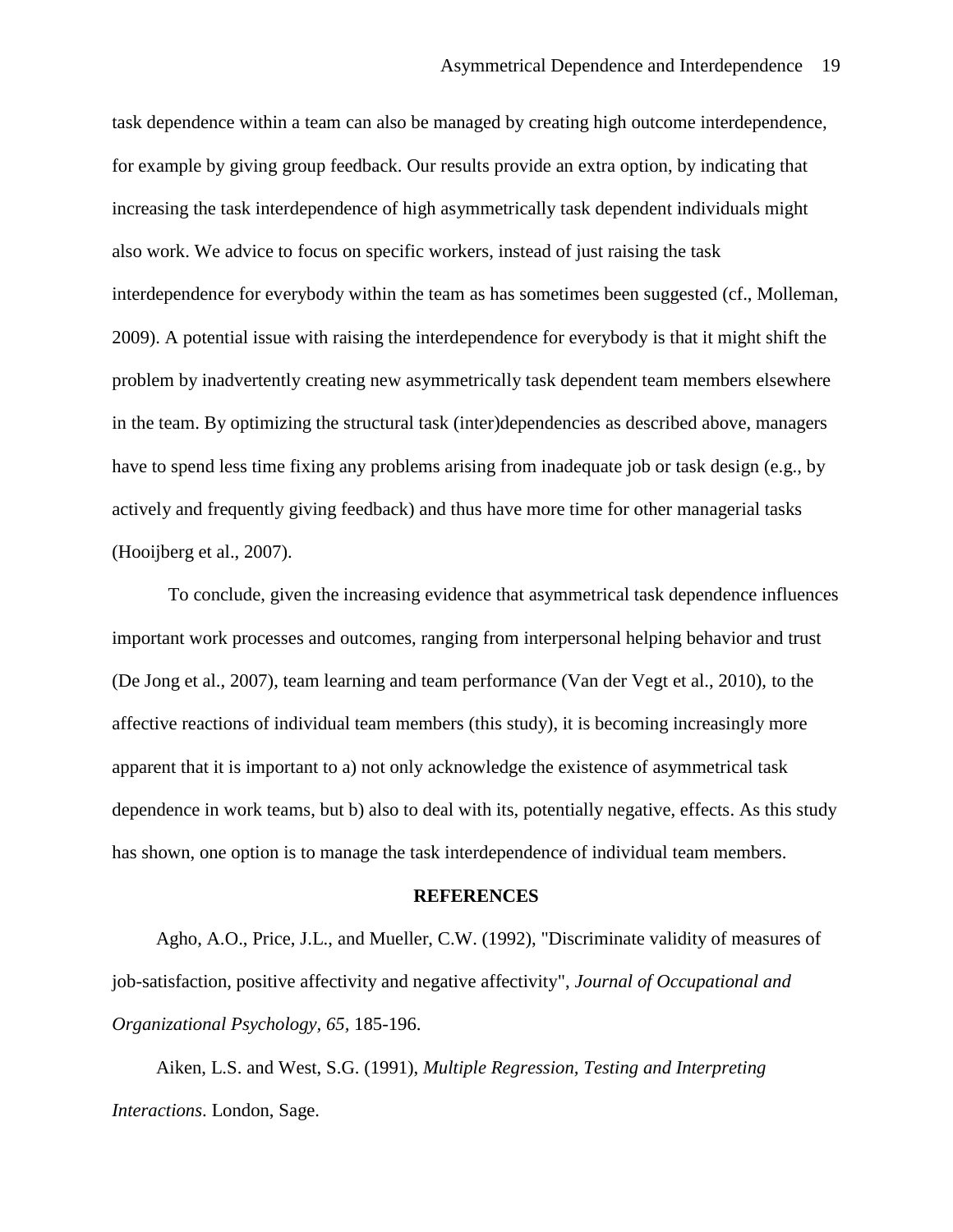task dependence within a team can also be managed by creating high outcome interdependence, for example by giving group feedback. Our results provide an extra option, by indicating that increasing the task interdependence of high asymmetrically task dependent individuals might also work. We advice to focus on specific workers, instead of just raising the task interdependence for everybody within the team as has sometimes been suggested (cf., Molleman, 2009). A potential issue with raising the interdependence for everybody is that it might shift the problem by inadvertently creating new asymmetrically task dependent team members elsewhere in the team. By optimizing the structural task (inter)dependencies as described above, managers have to spend less time fixing any problems arising from inadequate job or task design (e.g., by actively and frequently giving feedback) and thus have more time for other managerial tasks (Hooijberg et al., 2007).

To conclude, given the increasing evidence that asymmetrical task dependence influences important work processes and outcomes, ranging from interpersonal helping behavior and trust (De Jong et al., 2007), team learning and team performance (Van der Vegt et al., 2010), to the affective reactions of individual team members (this study), it is becoming increasingly more apparent that it is important to a) not only acknowledge the existence of asymmetrical task dependence in work teams, but b) also to deal with its, potentially negative, effects. As this study has shown, one option is to manage the task interdependence of individual team members.

## REFERENCES

Agho, A.O., Price, J.L., and Mueller, C.W. (1992), "Discriminate validity of measures of job-satisfaction, positive affectivity and negative affectivity", *Journal of Occupational and Organizational Psychology, 65*, 185-196.

Aiken, L.S. and West, S.G. (1991), *Multiple Regression, Testing and Interpreting Interactions*. London, Sage.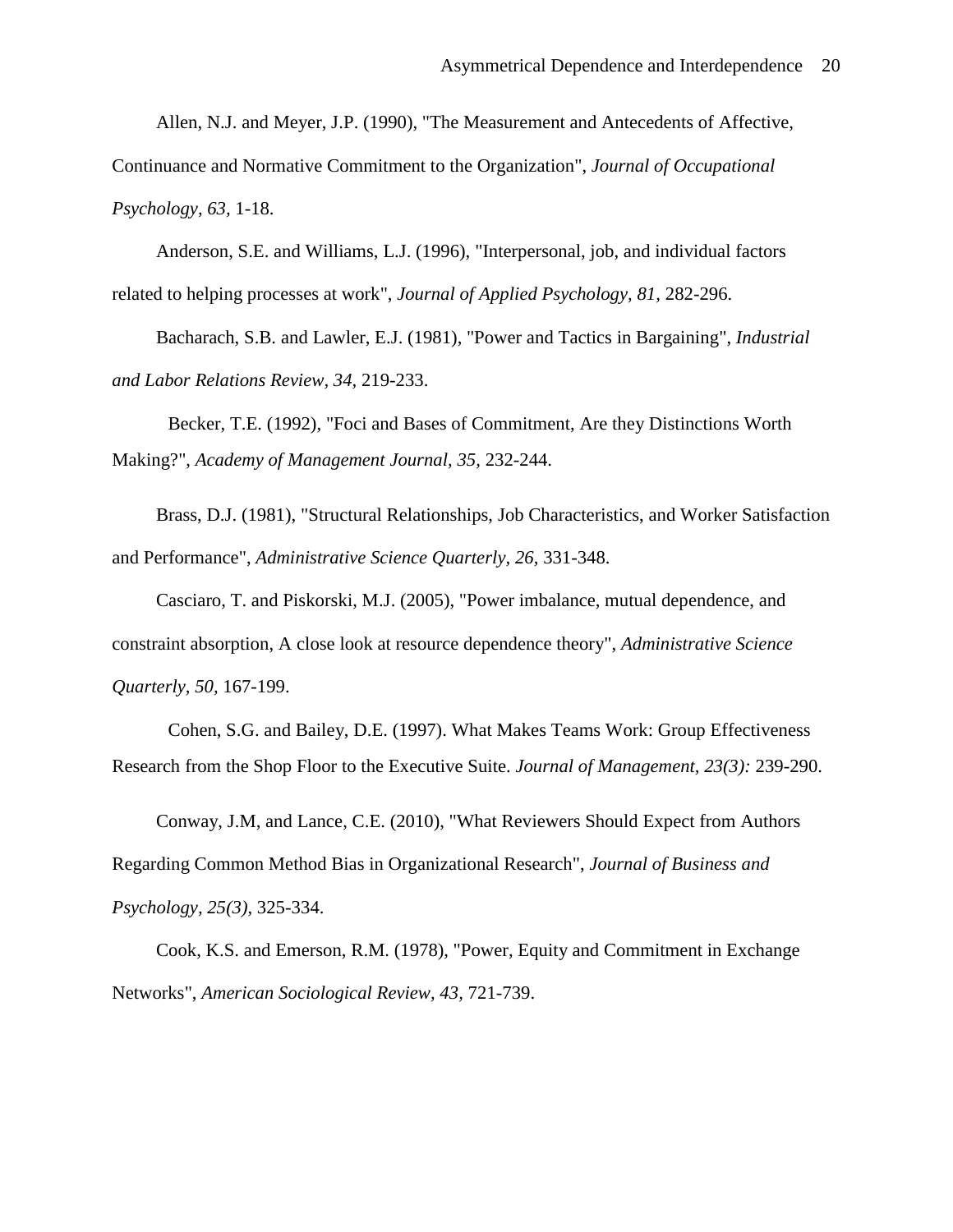Allen, N.J. and Meyer, J.P. (1990), "The Measurement and Antecedents of Affective, Continuance and Normative Commitment to the Organization", *Journal of Occupational Psychology, 63,* 1-18.

Anderson, S.E. and Williams, L.J. (1996), "Interpersonal, job, and individual factors related to helping processes at work", *Journal of Applied Psychology, 81,* 282-296.

Bacharach, S.B. and Lawler, E.J. (1981), "Power and Tactics in Bargaining", *Industrial and Labor Relations Review, 34,* 219-233.

Becker, T.E. (1992), "Foci and Bases of Commitment, Are they Distinctions Worth Making?", *Academy of Management Journal, 35,* 232-244.

Brass, D.J. (1981), "Structural Relationships, Job Characteristics, and Worker Satisfaction and Performance", *Administrative Science Quarterly, 26,* 331-348.

Casciaro, T. and Piskorski, M.J. (2005), "Power imbalance, mutual dependence, and constraint absorption, A close look at resource dependence theory", *Administrative Science Quarterly, 50,* 167-199.

Cohen, S.G. and Bailey, D.E. (1997). What Makes Teams Work: Group Effectiveness Research from the Shop Floor to the Executive Suite. *Journal of Management, 23(3):* 239-290.

Conway, J.M, and Lance, C.E. (2010), "What Reviewers Should Expect from Authors Regarding Common Method Bias in Organizational Research", *Journal of Business and Psychology, 25(3)*, 325-334.

Cook, K.S. and Emerson, R.M. (1978), "Power, Equity and Commitment in Exchange Networks", *American Sociological Review, 43,* 721-739.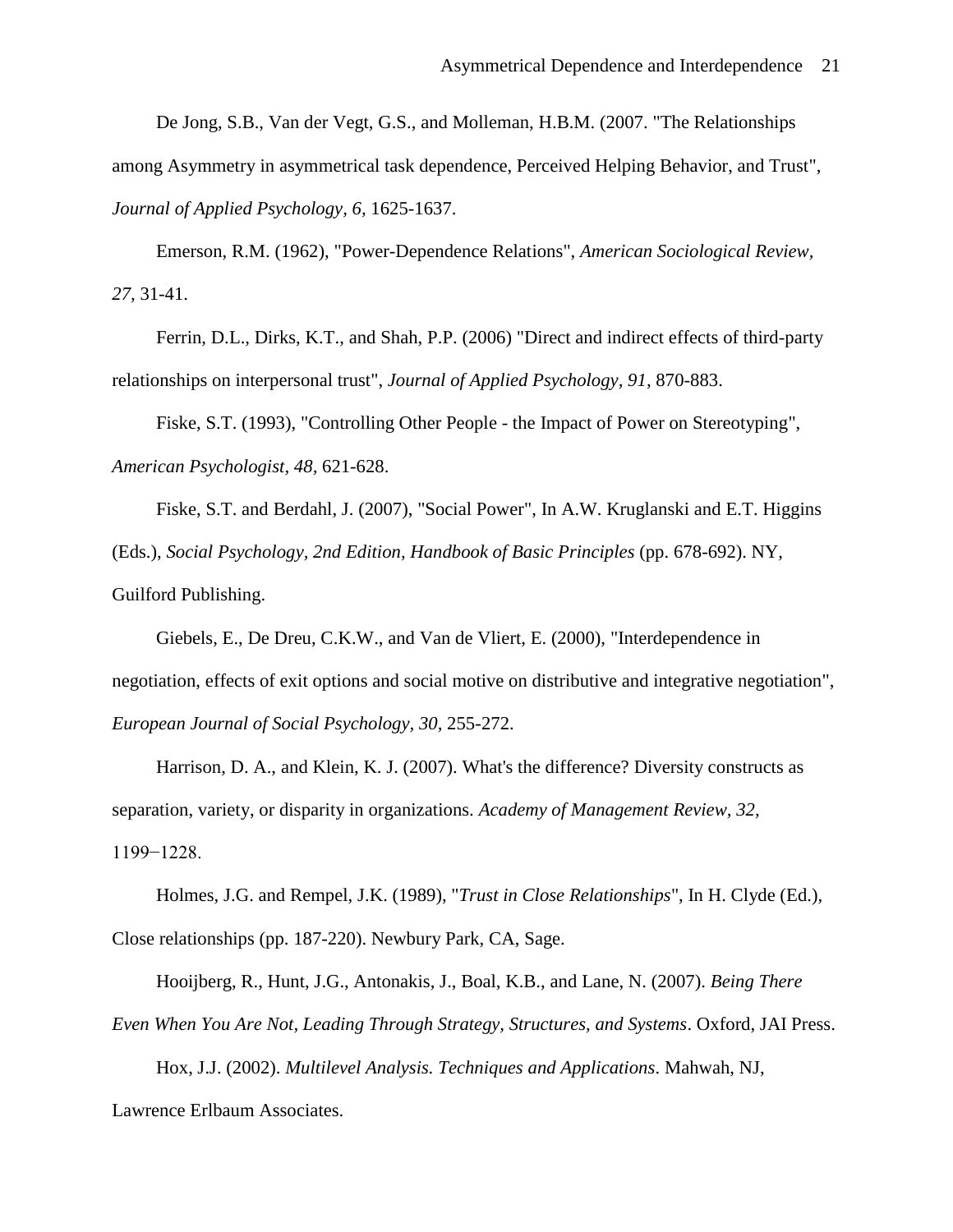De Jong, S.B., Van der Vegt, G.S., and Molleman, H.B.M. (2007. "The Relationships among Asymmetry in asymmetrical task dependence, Perceived Helping Behavior, and Trust", *Journal of Applied Psychology, 6,* 1625-1637.

Emerson, R.M. (1962), "Power-Dependence Relations", *American Sociological Review, 27,* 31-41.

Ferrin, D.L., Dirks, K.T., and Shah, P.P. (2006) "Direct and indirect effects of third-party relationships on interpersonal trust", *Journal of Applied Psychology, 91,* 870-883.

Fiske, S.T. (1993), "Controlling Other People - the Impact of Power on Stereotyping", *American Psychologist, 48,* 621-628.

Fiske, S.T. and Berdahl, J. (2007), "Social Power", In A.W. Kruglanski and E.T. Higgins (Eds.), *Social Psychology, 2nd Edition, Handbook of Basic Principles* (pp. 678-692). NY, Guilford Publishing.

Giebels, E., De Dreu, C.K.W., and Van de Vliert, E. (2000), "Interdependence in negotiation, effects of exit options and social motive on distributive and integrative negotiation", *European Journal of Social Psychology, 30,* 255-272.

Harrison, D. A., and Klein, K. J. (2007). What's the difference? Diversity constructs as separation, variety, or disparity in organizations. *Academy of Management Review, 32,* 1199−1228.

Holmes, J.G. and Rempel, J.K. (1989), "*Trust in Close Relationships*", In H. Clyde (Ed.), Close relationships (pp. 187-220). Newbury Park, CA, Sage.

Hooijberg, R., Hunt, J.G., Antonakis, J., Boal, K.B., and Lane, N. (2007). *Being There Even When You Are Not, Leading Through Strategy, Structures, and Systems*. Oxford, JAI Press.

Hox, J.J. (2002). *Multilevel Analysis. Techniques and Applications*. Mahwah, NJ, Lawrence Erlbaum Associates.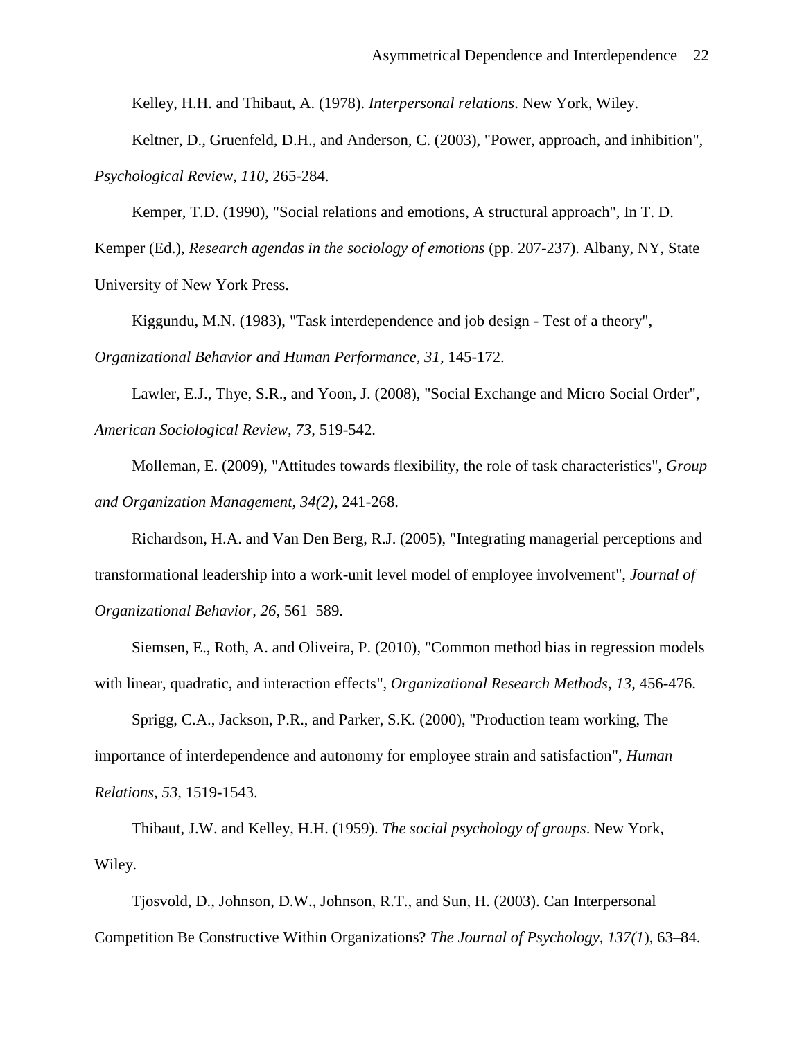Kelley, H.H. and Thibaut, A. (1978). *Interpersonal relations*. New York, Wiley.

Keltner, D., Gruenfeld, D.H., and Anderson, C. (2003), "Power, approach, and inhibition", *Psychological Review, 110,* 265-284.

Kemper, T.D. (1990), "Social relations and emotions, A structural approach", In T. D. Kemper (Ed.), *Research agendas in the sociology of emotions* (pp. 207-237). Albany, NY, State University of New York Press.

Kiggundu, M.N. (1983), "Task interdependence and job design - Test of a theory", *Organizational Behavior and Human Performance, 31,* 145-172.

Lawler, E.J., Thye, S.R., and Yoon, J. (2008), "Social Exchange and Micro Social Order", *American Sociological Review, 73,* 519-542.

Molleman, E. (2009), "Attitudes towards flexibility, the role of task characteristics", *Group and Organization Management, 34(2),* 241-268.

Richardson, H.A. and Van Den Berg, R.J. (2005), "Integrating managerial perceptions and transformational leadership into a work-unit level model of employee involvement", *Journal of Organizational Behavior, 26,* 561–589.

Siemsen, E., Roth, A. and Oliveira, P. (2010), "Common method bias in regression models with linear, quadratic, and interaction effects", *Organizational Research Methods, 13*, 456-476.

Sprigg, C.A., Jackson, P.R., and Parker, S.K. (2000), "Production team working, The importance of interdependence and autonomy for employee strain and satisfaction", *Human Relations, 53,* 1519-1543.

Thibaut, J.W. and Kelley, H.H. (1959). *The social psychology of groups*. New York, Wiley.

Tjosvold, D., Johnson, D.W., Johnson, R.T., and Sun, H. (2003). Can Interpersonal Competition Be Constructive Within Organizations? *The Journal of Psychology, 137(1*), 63–84.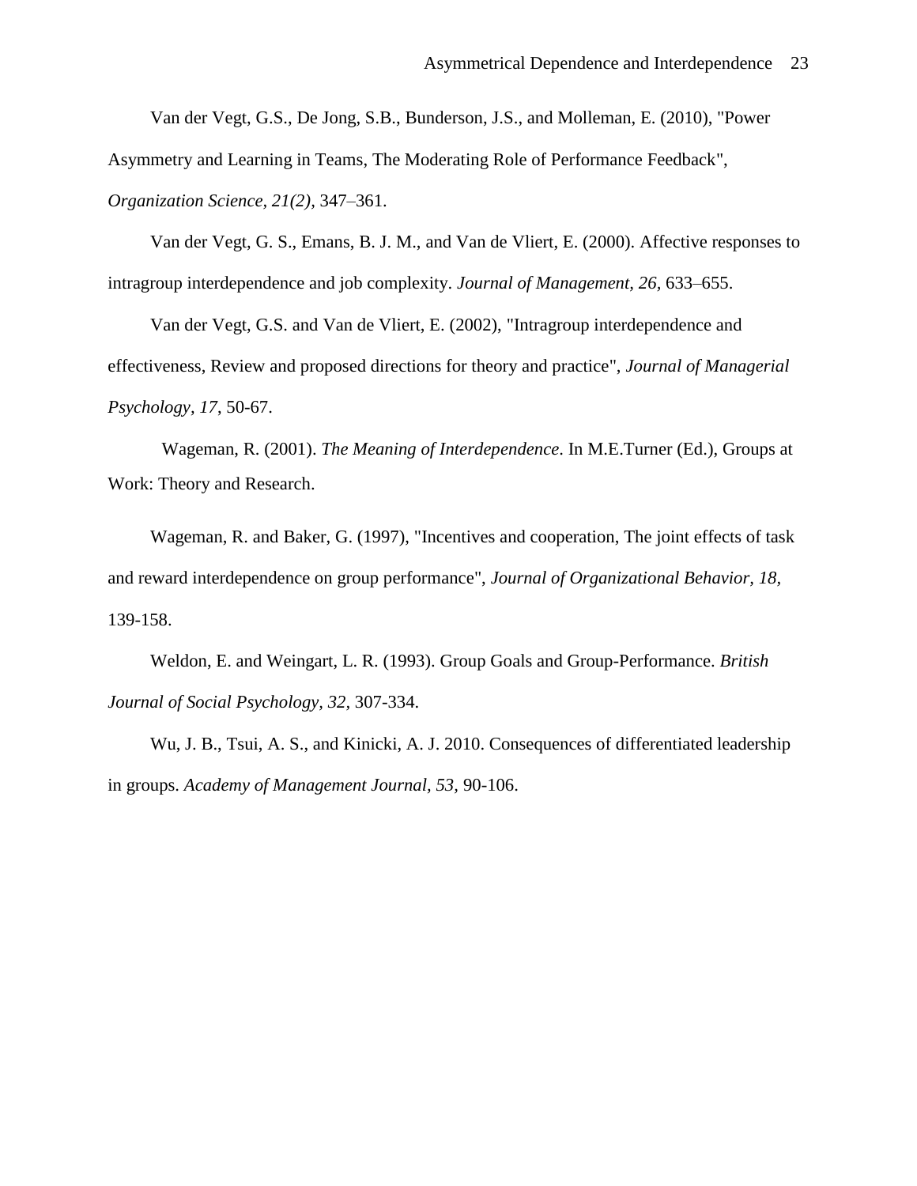Van der Vegt, G.S., De Jong, S.B., Bunderson, J.S., and Molleman, E. (2010), "Power Asymmetry and Learning in Teams, The Moderating Role of Performance Feedback", *Organization Science, 21(2)*, 347–361.

Van der Vegt, G. S., Emans, B. J. M., and Van de Vliert, E. (2000). Affective responses to intragroup interdependence and job complexity. *Journal of Management, 26,* 633–655.

Van der Vegt, G.S. and Van de Vliert, E. (2002), "Intragroup interdependence and effectiveness, Review and proposed directions for theory and practice", *Journal of Managerial Psychology, 17*, 50-67.

Wageman, R. (2001). *The Meaning of Interdependence*. In M.E.Turner (Ed.), Groups at Work: Theory and Research.

Wageman, R. and Baker, G. (1997), "Incentives and cooperation, The joint effects of task and reward interdependence on group performance", *Journal of Organizational Behavior, 18,* 139-158.

Weldon, E. and Weingart, L. R. (1993). Group Goals and Group-Performance. *British Journal of Social Psychology, 32,* 307-334.

Wu, J. B., Tsui, A. S., and Kinicki, A. J. 2010. Consequences of differentiated leadership in groups. *Academy of Management Journal, 53,* 90-106.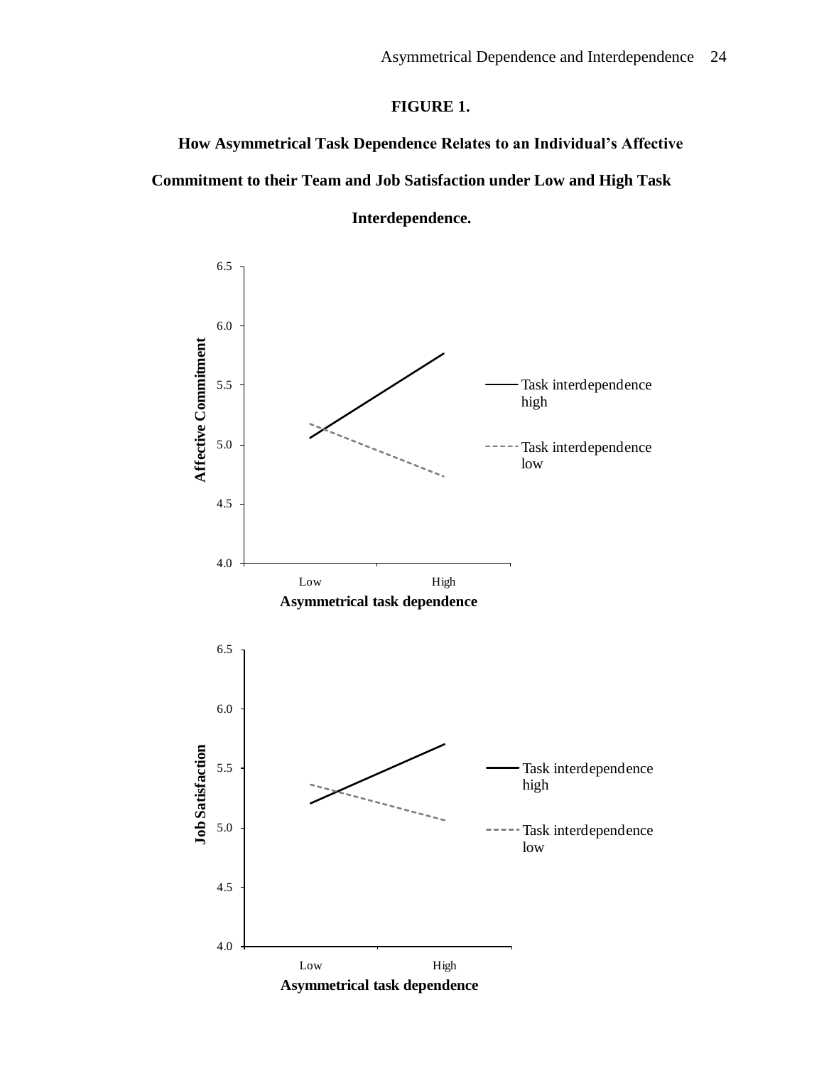**FIGURE 1.**

**How Asymmetrical Task Dependence Relates to an Individual's Affective Commitment to their Team and Job Satisfaction under Low and High Task Interdependence.**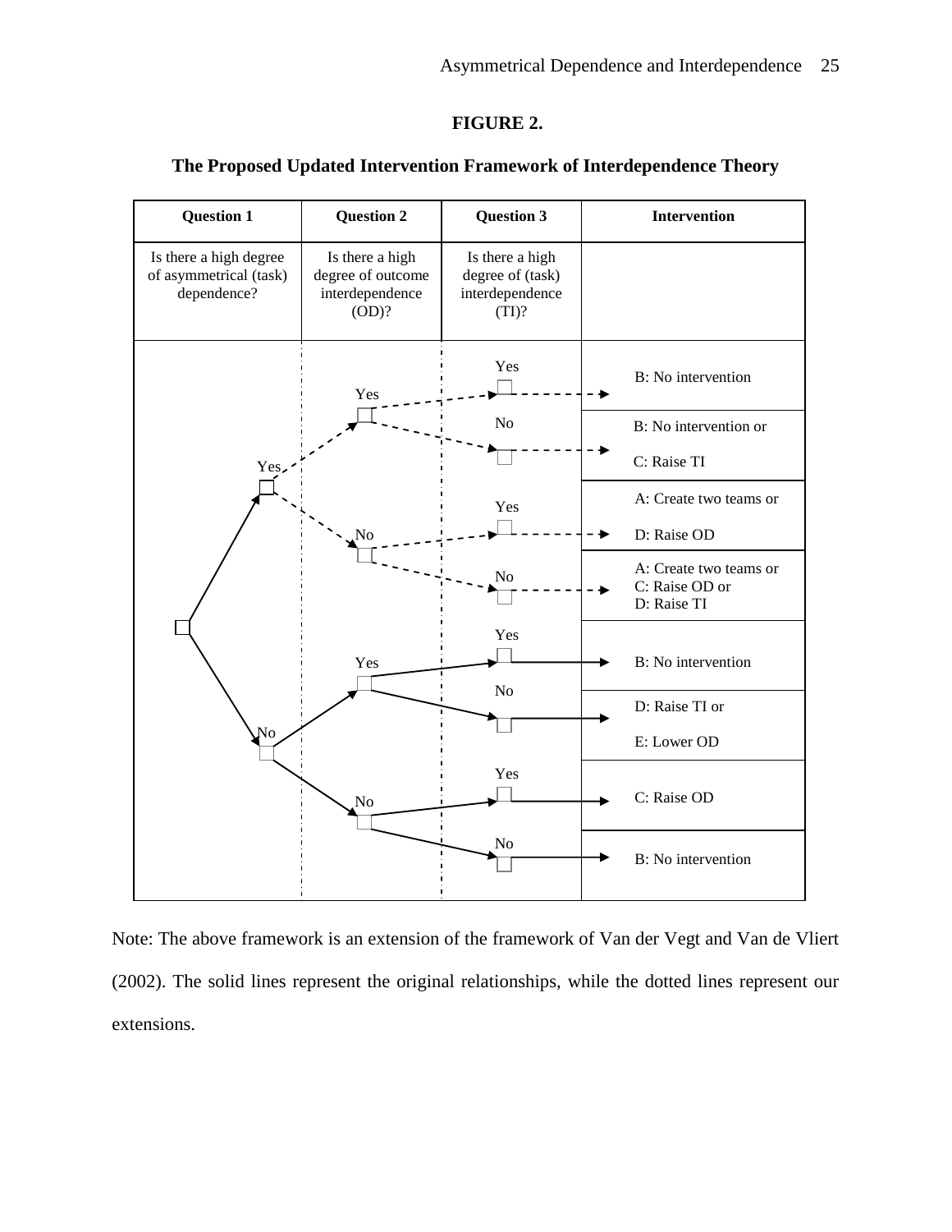**FIGURE 2.**

**The Proposed Updated Intervention Framework of Interdependence Theory**

| Question 1 | Question 2 | Question 3 | Intervention |
|---|---|---|---|
| Is there a high degree of asymmetrical (task) dependence? | Is there a high degree of outcome interdependence (OD)? | Is there a high degree of (task) interdependence (TI)? | |
| Yes | Yes | Yes | B: No intervention |
| Yes | Yes | No | B: No intervention or C: Raise TI |
| Yes | No | Yes | A: Create two teams or D: Raise OD |
| Yes | No | No | A: Create two teams or C: Raise OD or D: Raise TI |
| No | Yes | Yes | B: No intervention |
| No | Yes | No | D: Raise TI or E: Lower OD |
| No | No | Yes | C: Raise OD |
| No | No | No | B: No intervention |

Note: The above framework is an extension of the framework of Van der Vegt and Van de Vliert (2002). The solid lines represent the original relationships, while the dotted lines represent our extensions.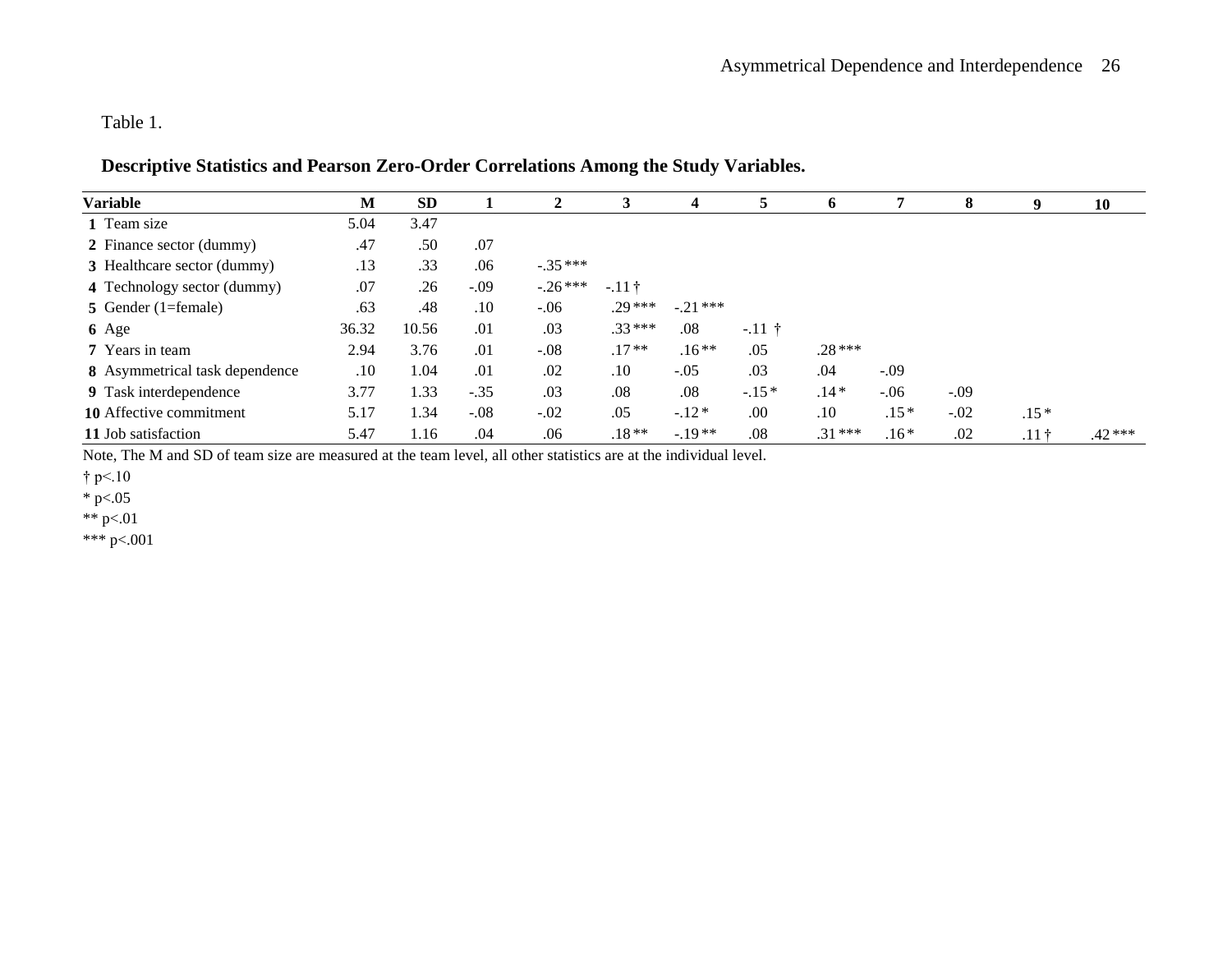Table 1.

**Descriptive Statistics and Pearson Zero-Order Correlations Among the Study Variables.**

| Variable | M | SD | 1 | 2 | 3 | 4 | 5 | 6 | 7 | 8 | 9 | 10 |
|---|---|---|---|---|---|---|---|---|---|---|---|---|
| **1** Team size | 5.04 | 3.47 | | | | | | | | | | |
| **2** Finance sector (dummy) | .47 | .50 | .07 | | | | | | | | | |
| **3** Healthcare sector (dummy) | .13 | .33 | .06 | -.35 *** | | | | | | | | |
| **4** Technology sector (dummy) | .07 | .26 | -.09 | -.26 *** | -.11 † | | | | | | | |
| **5** Gender (1=female) | .63 | .48 | .10 | -.06 | .29 *** | -.21 *** | | | | | | |
| **6** Age | 36.32 | 10.56 | .01 | .03 | .33 *** | .08 | -.11 † | | | | | |
| **7** Years in team | 2.94 | 3.76 | .01 | -.08 | .17 ** | .16 ** | .05 | .28 *** | | | | |
| **8** Asymmetrical task dependence | .10 | 1.04 | .01 | .02 | .10 | -.05 | .03 | .04 | -.09 | | | |
| **9** Task interdependence | 3.77 | 1.33 | -.35 | .03 | .08 | .08 | -.15 * | .14 * | -.06 | -.09 | | |
| **10** Affective commitment | 5.17 | 1.34 | -.08 | -.02 | .05 | -.12 * | .00 | .10 | .15 * | -.02 | .15 * | |
| **11** Job satisfaction | 5.47 | 1.16 | .04 | .06 | .18 ** | -.19 ** | .08 | .31 *** | .16 * | .02 | .11 † | .42 *** |

Note, The M and SD of team size are measured at the team level, all other statistics are at the individual level.

† p<.10

* p<.05

** p<.01

*** p<.001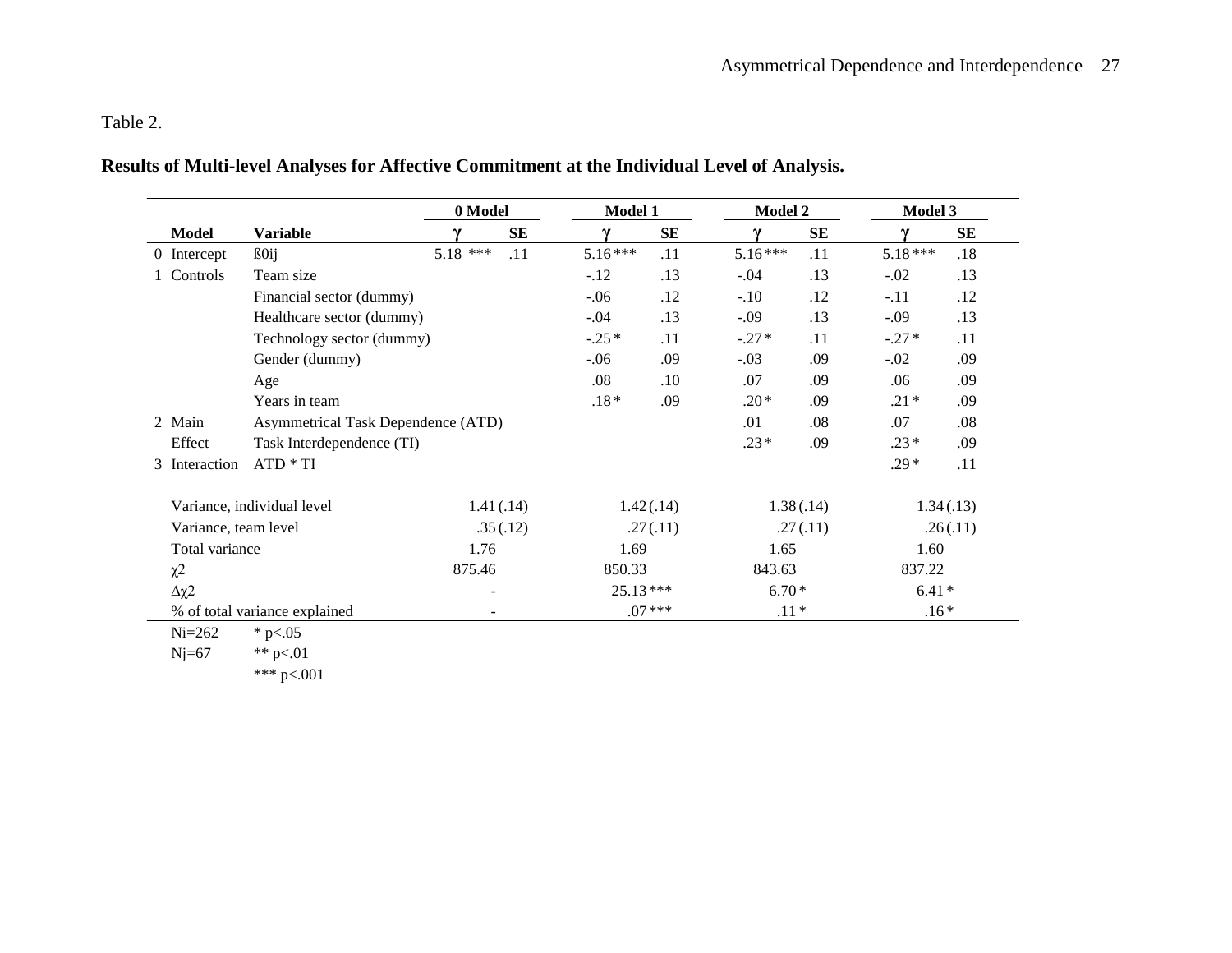Table 2.

**Results of Multi-level Analyses for Affective Commitment at the Individual Level of Analysis.**

| | | | 0 Model | | Model 1 | | Model 2 | | Model 3 | |
|---|---|---|---|---|---|---|---|---|---|---|
| | **Model** | **Variable** | **γ** | **SE** | **γ** | **SE** | **γ** | **SE** | **γ** | **SE** |
| 0 | Intercept | ß0ij | 5.18 *** | .11 | 5.16 *** | .11 | 5.16 *** | .11 | 5.18 *** | .18 |
| 1 | Controls | Team size | | | -.12 | .13 | -.04 | .13 | -.02 | .13 |
| | | Financial sector (dummy) | | | -.06 | .12 | -.10 | .12 | -.11 | .12 |
| | | Healthcare sector (dummy) | | | -.04 | .13 | -.09 | .13 | -.09 | .13 |
| | | Technology sector (dummy) | | | -.25 * | .11 | -.27 * | .11 | -.27 * | .11 |
| | | Gender (dummy) | | | -.06 | .09 | -.03 | .09 | -.02 | .09 |
| | | Age | | | .08 | .10 | .07 | .09 | .06 | .09 |
| | | Years in team | | | .18 * | .09 | .20 * | .09 | .21 * | .09 |
| 2 | Main Effect | Asymmetrical Task Dependence (ATD) | | | | | .01 | .08 | .07 | .08 |
| | | Task Interdependence (TI) | | | | | .23 * | .09 | .23 * | .09 |
| 3 | Interaction | ATD * TI | | | | | | | .29 * | .11 |
| | Variance, individual level | | 1.41 (.14) | | 1.42 (.14) | | 1.38 (.14) | | 1.34 (.13) | |
| | Variance, team level | | .35 (.12) | | .27 (.11) | | .27 (.11) | | .26 (.11) | |
| | Total variance | | 1.76 | | 1.69 | | 1.65 | | 1.60 | |
| | $\chi 2$ | | 875.46 | | 850.33 | | 843.63 | | 837.22 | |
| | $\Delta\chi 2$ | | - | | 25.13 *** | | 6.70 * | | 6.41 * | |
| | % of total variance explained | | - | | .07 *** | | .11 * | | .16 * | |

Ni=262 &nbsp;&nbsp; * p<.05

Nj=67 &nbsp;&nbsp; ** p<.01

*** p<.001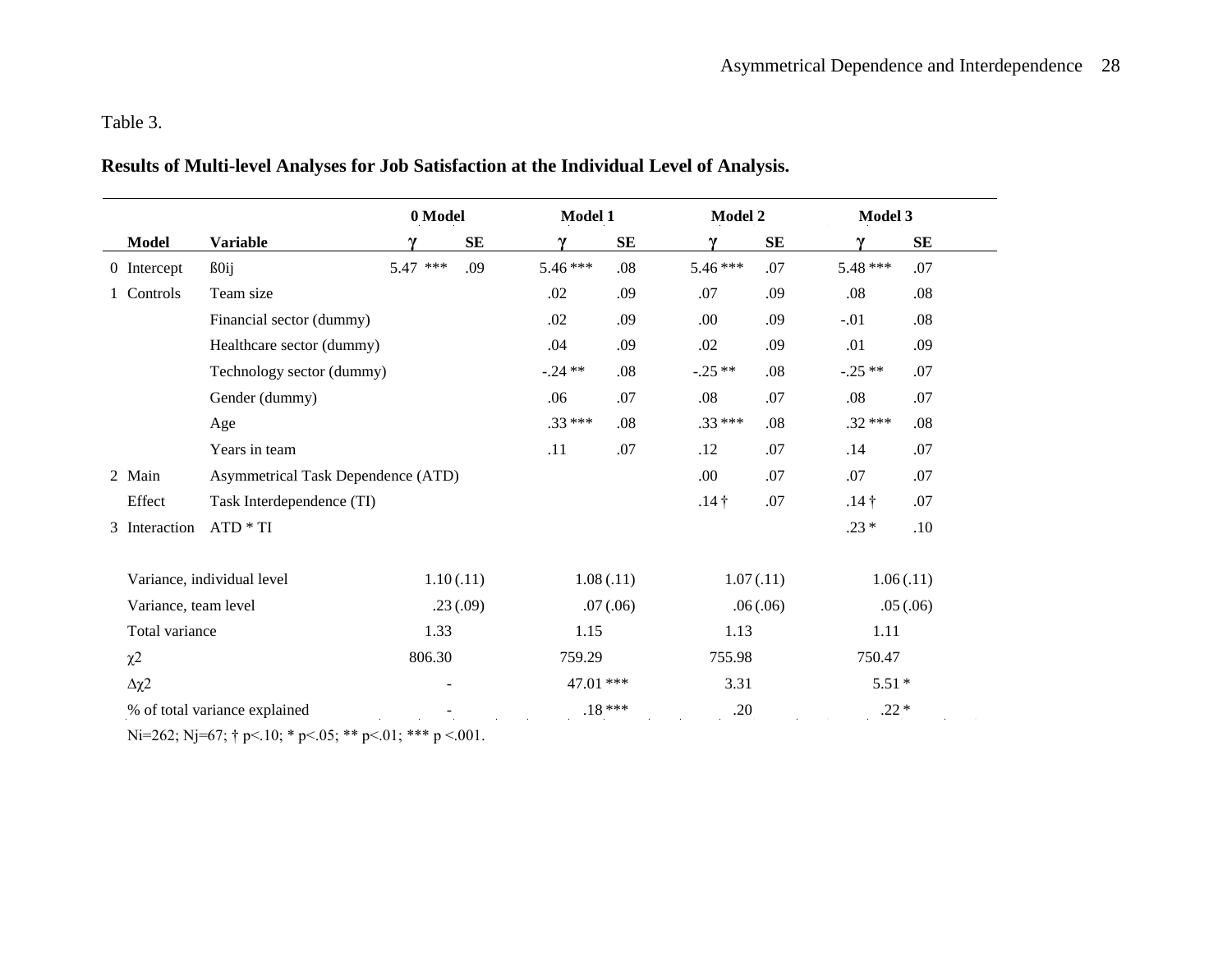Table 3.

**Results of Multi-level Analyses for Job Satisfaction at the Individual Level of Analysis.**

| | | | 0 Model | | Model 1 | | Model 2 | | Model 3 | |
|---|---|---|---|---|---|---|---|---|---|---|
| | **Model** | **Variable** | **γ** | **SE** | **γ** | **SE** | **γ** | **SE** | **γ** | **SE** |
| 0 | Intercept | ß0ij | 5.47 *** | .09 | 5.46 *** | .08 | 5.46 *** | .07 | 5.48 *** | .07 |
| 1 | Controls | Team size | | | .02 | .09 | .07 | .09 | .08 | .08 |
| | | Financial sector (dummy) | | | .02 | .09 | .00 | .09 | -.01 | .08 |
| | | Healthcare sector (dummy) | | | .04 | .09 | .02 | .09 | .01 | .09 |
| | | Technology sector (dummy) | | | -.24 ** | .08 | -.25 ** | .08 | -.25 ** | .07 |
| | | Gender (dummy) | | | .06 | .07 | .08 | .07 | .08 | .07 |
| | | Age | | | .33 *** | .08 | .33 *** | .08 | .32 *** | .08 |
| | | Years in team | | | .11 | .07 | .12 | .07 | .14 | .07 |
| 2 | Main | Asymmetrical Task Dependence (ATD) | | | | | .00 | .07 | .07 | .07 |
| | Effect | Task Interdependence (TI) | | | | | .14 † | .07 | .14 † | .07 |
| 3 | Interaction | ATD * TI | | | | | | | .23 * | .10 |
| | Variance, individual level | | 1.10 (.11) | | 1.08 (.11) | | 1.07 (.11) | | 1.06 (.11) | |
| | Variance, team level | | .23 (.09) | | .07 (.06) | | .06 (.06) | | .05 (.06) | |
| | Total variance | | 1.33 | | 1.15 | | 1.13 | | 1.11 | |
| | $\chi2$ | | 806.30 | | 759.29 | | 755.98 | | 750.47 | |
| | $\Delta\chi2$ | | - | | 47.01 *** | | 3.31 | | 5.51 * | |
| | % of total variance explained | | - | | .18 *** | | .20 | | .22 * | |

Ni=262; Nj=67; † p<.10; * p<.05; ** p<.01; *** p <.001.